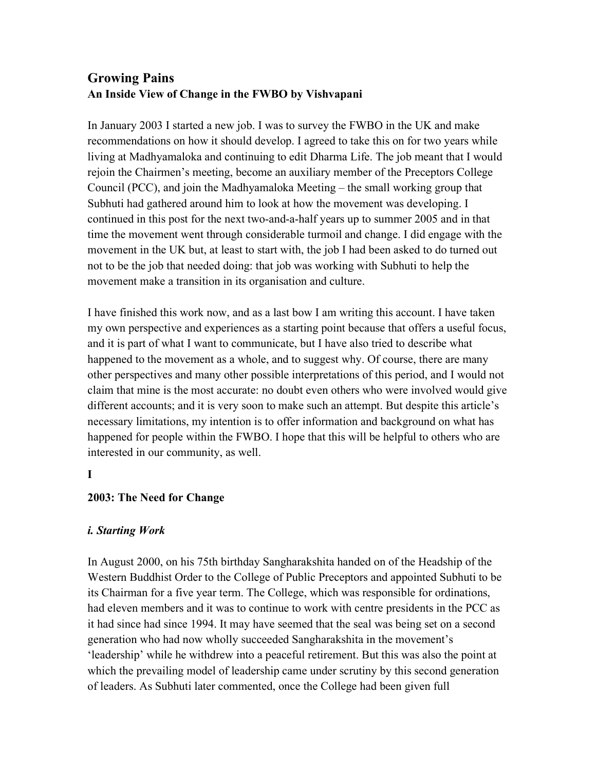# Growing Pains
## An Inside View of Change in the FWBO by Vishvapani

In January 2003 I started a new job. I was to survey the FWBO in the UK and make recommendations on how it should develop. I agreed to take this on for two years while living at Madhyamaloka and continuing to edit Dharma Life. The job meant that I would rejoin the Chairmen's meeting, become an auxiliary member of the Preceptors College Council (PCC), and join the Madhyamaloka Meeting – the small working group that Subhuti had gathered around him to look at how the movement was developing. I continued in this post for the next two-and-a-half years up to summer 2005 and in that time the movement went through considerable turmoil and change. I did engage with the movement in the UK but, at least to start with, the job I had been asked to do turned out not to be the job that needed doing: that job was working with Subhuti to help the movement make a transition in its organisation and culture.

I have finished this work now, and as a last bow I am writing this account. I have taken my own perspective and experiences as a starting point because that offers a useful focus, and it is part of what I want to communicate, but I have also tried to describe what happened to the movement as a whole, and to suggest why. Of course, there are many other perspectives and many other possible interpretations of this period, and I would not claim that mine is the most accurate: no doubt even others who were involved would give different accounts; and it is very soon to make such an attempt. But despite this article's necessary limitations, my intention is to offer information and background on what has happened for people within the FWBO. I hope that this will be helpful to others who are interested in our community, as well.

**I**

### 2003: The Need for Change

#### *i. Starting Work*

In August 2000, on his 75th birthday Sangharakshita handed on of the Headship of the Western Buddhist Order to the College of Public Preceptors and appointed Subhuti to be its Chairman for a five year term. The College, which was responsible for ordinations, had eleven members and it was to continue to work with centre presidents in the PCC as it had since had since 1994. It may have seemed that the seal was being set on a second generation who had now wholly succeeded Sangharakshita in the movement's 'leadership' while he withdrew into a peaceful retirement. But this was also the point at which the prevailing model of leadership came under scrutiny by this second generation of leaders. As Subhuti later commented, once the College had been given full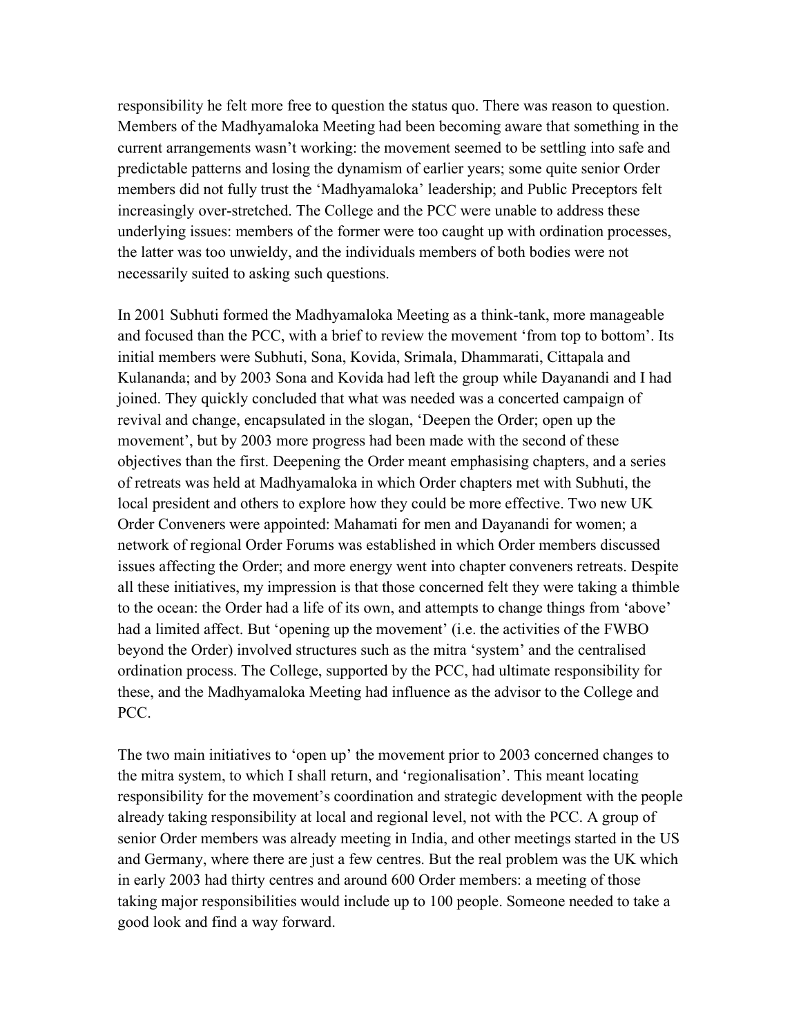responsibility he felt more free to question the status quo. There was reason to question. Members of the Madhyamaloka Meeting had been becoming aware that something in the current arrangements wasn't working: the movement seemed to be settling into safe and predictable patterns and losing the dynamism of earlier years; some quite senior Order members did not fully trust the 'Madhyamaloka' leadership; and Public Preceptors felt increasingly over-stretched. The College and the PCC were unable to address these underlying issues: members of the former were too caught up with ordination processes, the latter was too unwieldy, and the individuals members of both bodies were not necessarily suited to asking such questions.

In 2001 Subhuti formed the Madhyamaloka Meeting as a think-tank, more manageable and focused than the PCC, with a brief to review the movement 'from top to bottom'. Its initial members were Subhuti, Sona, Kovida, Srimala, Dhammarati, Cittapala and Kulananda; and by 2003 Sona and Kovida had left the group while Dayanandi and I had joined. They quickly concluded that what was needed was a concerted campaign of revival and change, encapsulated in the slogan, 'Deepen the Order; open up the movement', but by 2003 more progress had been made with the second of these objectives than the first. Deepening the Order meant emphasising chapters, and a series of retreats was held at Madhyamaloka in which Order chapters met with Subhuti, the local president and others to explore how they could be more effective. Two new UK Order Conveners were appointed: Mahamati for men and Dayanandi for women; a network of regional Order Forums was established in which Order members discussed issues affecting the Order; and more energy went into chapter conveners retreats. Despite all these initiatives, my impression is that those concerned felt they were taking a thimble to the ocean: the Order had a life of its own, and attempts to change things from 'above' had a limited affect. But 'opening up the movement' (i.e. the activities of the FWBO beyond the Order) involved structures such as the mitra 'system' and the centralised ordination process. The College, supported by the PCC, had ultimate responsibility for these, and the Madhyamaloka Meeting had influence as the advisor to the College and PCC.

The two main initiatives to 'open up' the movement prior to 2003 concerned changes to the mitra system, to which I shall return, and 'regionalisation'. This meant locating responsibility for the movement's coordination and strategic development with the people already taking responsibility at local and regional level, not with the PCC. A group of senior Order members was already meeting in India, and other meetings started in the US and Germany, where there are just a few centres. But the real problem was the UK which in early 2003 had thirty centres and around 600 Order members: a meeting of those taking major responsibilities would include up to 100 people. Someone needed to take a good look and find a way forward.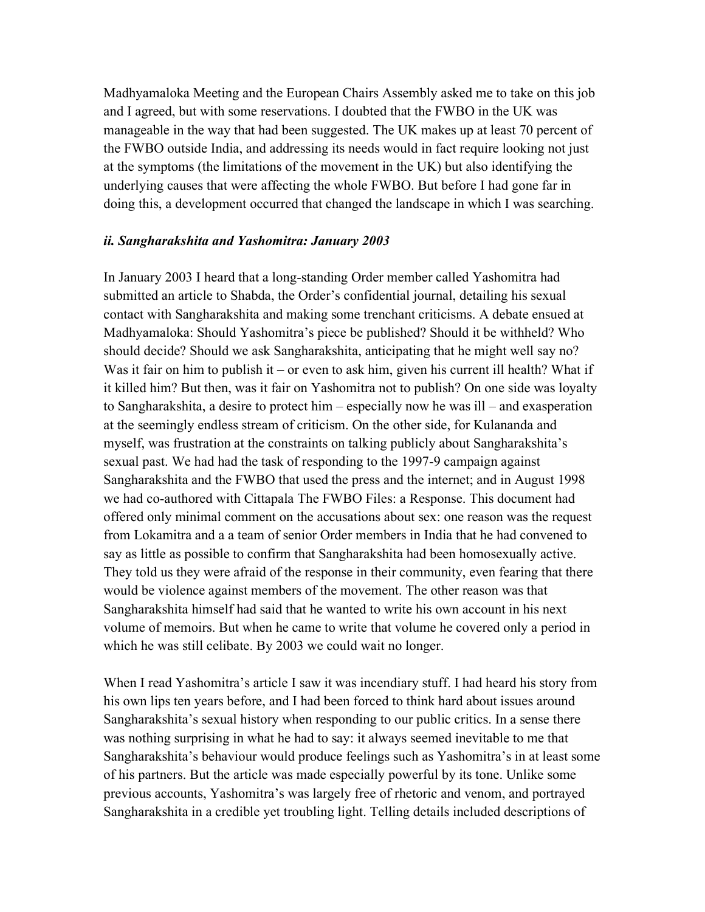Madhyamaloka Meeting and the European Chairs Assembly asked me to take on this job and I agreed, but with some reservations. I doubted that the FWBO in the UK was manageable in the way that had been suggested. The UK makes up at least 70 percent of the FWBO outside India, and addressing its needs would in fact require looking not just at the symptoms (the limitations of the movement in the UK) but also identifying the underlying causes that were affecting the whole FWBO. But before I had gone far in doing this, a development occurred that changed the landscape in which I was searching.

### *ii. Sangharakshita and Yashomitra: January 2003*

In January 2003 I heard that a long-standing Order member called Yashomitra had submitted an article to Shabda, the Order's confidential journal, detailing his sexual contact with Sangharakshita and making some trenchant criticisms. A debate ensued at Madhyamaloka: Should Yashomitra's piece be published? Should it be withheld? Who should decide? Should we ask Sangharakshita, anticipating that he might well say no? Was it fair on him to publish it – or even to ask him, given his current ill health? What if it killed him? But then, was it fair on Yashomitra not to publish? On one side was loyalty to Sangharakshita, a desire to protect him – especially now he was ill – and exasperation at the seemingly endless stream of criticism. On the other side, for Kulananda and myself, was frustration at the constraints on talking publicly about Sangharakshita's sexual past. We had had the task of responding to the 1997-9 campaign against Sangharakshita and the FWBO that used the press and the internet; and in August 1998 we had co-authored with Cittapala The FWBO Files: a Response. This document had offered only minimal comment on the accusations about sex: one reason was the request from Lokamitra and a a team of senior Order members in India that he had convened to say as little as possible to confirm that Sangharakshita had been homosexually active. They told us they were afraid of the response in their community, even fearing that there would be violence against members of the movement. The other reason was that Sangharakshita himself had said that he wanted to write his own account in his next volume of memoirs. But when he came to write that volume he covered only a period in which he was still celibate. By 2003 we could wait no longer.

When I read Yashomitra's article I saw it was incendiary stuff. I had heard his story from his own lips ten years before, and I had been forced to think hard about issues around Sangharakshita's sexual history when responding to our public critics. In a sense there was nothing surprising in what he had to say: it always seemed inevitable to me that Sangharakshita's behaviour would produce feelings such as Yashomitra's in at least some of his partners. But the article was made especially powerful by its tone. Unlike some previous accounts, Yashomitra's was largely free of rhetoric and venom, and portrayed Sangharakshita in a credible yet troubling light. Telling details included descriptions of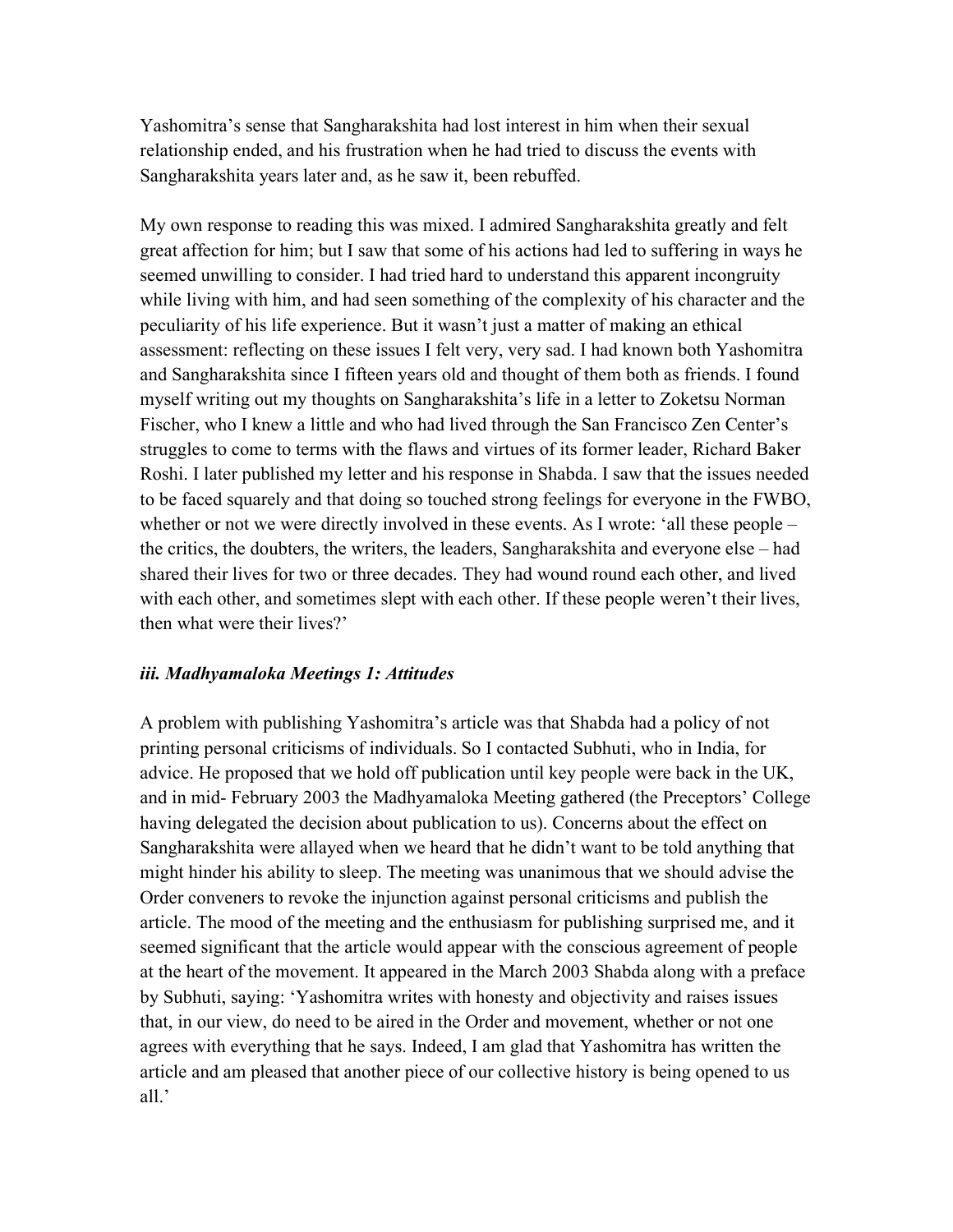Yashomitra's sense that Sangharakshita had lost interest in him when their sexual relationship ended, and his frustration when he had tried to discuss the events with Sangharakshita years later and, as he saw it, been rebuffed.

My own response to reading this was mixed. I admired Sangharakshita greatly and felt great affection for him; but I saw that some of his actions had led to suffering in ways he seemed unwilling to consider. I had tried hard to understand this apparent incongruity while living with him, and had seen something of the complexity of his character and the peculiarity of his life experience. But it wasn't just a matter of making an ethical assessment: reflecting on these issues I felt very, very sad. I had known both Yashomitra and Sangharakshita since I fifteen years old and thought of them both as friends. I found myself writing out my thoughts on Sangharakshita's life in a letter to Zoketsu Norman Fischer, who I knew a little and who had lived through the San Francisco Zen Center's struggles to come to terms with the flaws and virtues of its former leader, Richard Baker Roshi. I later published my letter and his response in Shabda. I saw that the issues needed to be faced squarely and that doing so touched strong feelings for everyone in the FWBO, whether or not we were directly involved in these events. As I wrote: 'all these people – the critics, the doubters, the writers, the leaders, Sangharakshita and everyone else – had shared their lives for two or three decades. They had wound round each other, and lived with each other, and sometimes slept with each other. If these people weren't their lives, then what were their lives?'

### *iii. Madhyamaloka Meetings 1: Attitudes*

A problem with publishing Yashomitra's article was that Shabda had a policy of not printing personal criticisms of individuals. So I contacted Subhuti, who in India, for advice. He proposed that we hold off publication until key people were back in the UK, and in mid- February 2003 the Madhyamaloka Meeting gathered (the Preceptors' College having delegated the decision about publication to us). Concerns about the effect on Sangharakshita were allayed when we heard that he didn't want to be told anything that might hinder his ability to sleep. The meeting was unanimous that we should advise the Order conveners to revoke the injunction against personal criticisms and publish the article. The mood of the meeting and the enthusiasm for publishing surprised me, and it seemed significant that the article would appear with the conscious agreement of people at the heart of the movement. It appeared in the March 2003 Shabda along with a preface by Subhuti, saying: 'Yashomitra writes with honesty and objectivity and raises issues that, in our view, do need to be aired in the Order and movement, whether or not one agrees with everything that he says. Indeed, I am glad that Yashomitra has written the article and am pleased that another piece of our collective history is being opened to us all.'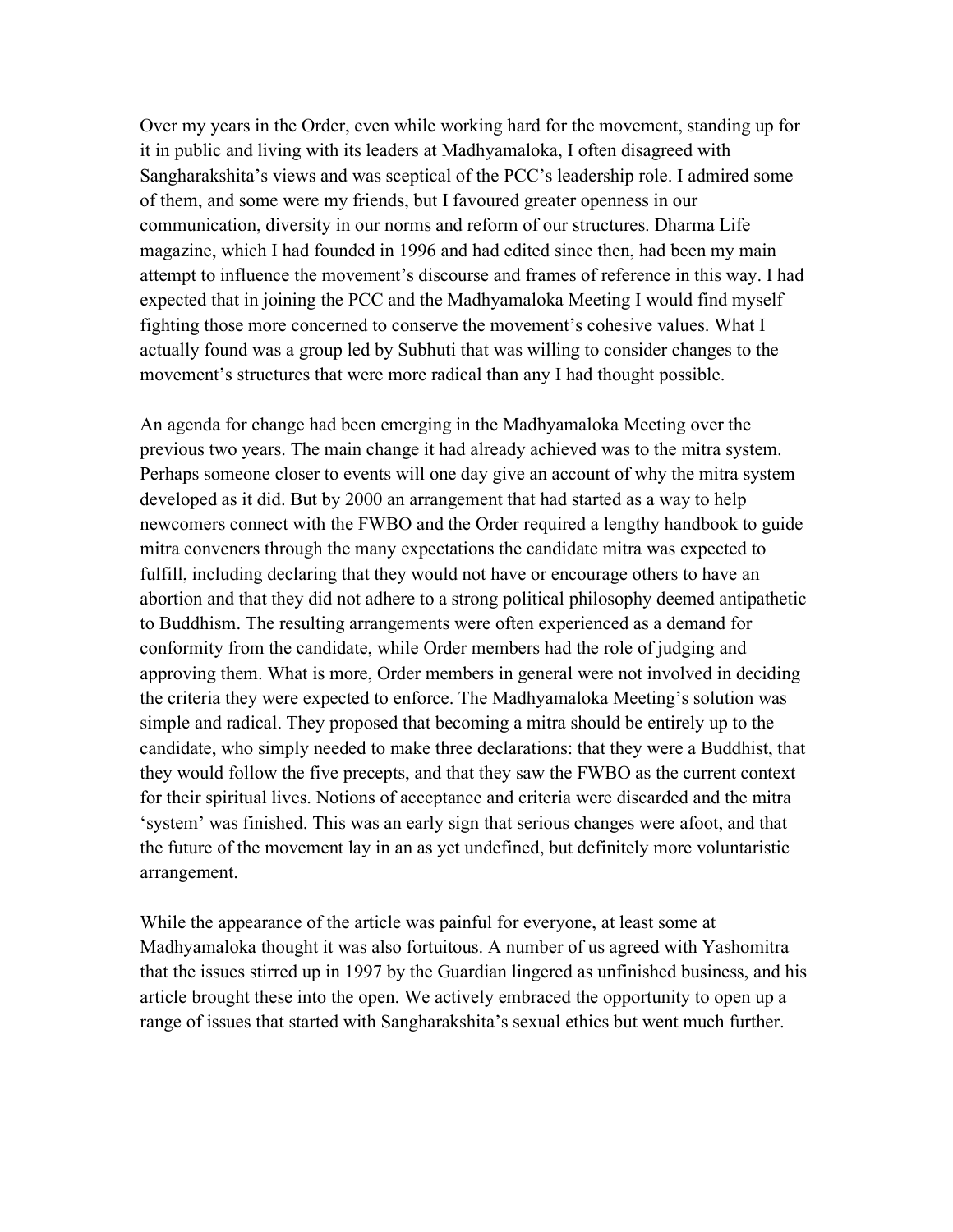Over my years in the Order, even while working hard for the movement, standing up for it in public and living with its leaders at Madhyamaloka, I often disagreed with Sangharakshita's views and was sceptical of the PCC's leadership role. I admired some of them, and some were my friends, but I favoured greater openness in our communication, diversity in our norms and reform of our structures. Dharma Life magazine, which I had founded in 1996 and had edited since then, had been my main attempt to influence the movement's discourse and frames of reference in this way. I had expected that in joining the PCC and the Madhyamaloka Meeting I would find myself fighting those more concerned to conserve the movement's cohesive values. What I actually found was a group led by Subhuti that was willing to consider changes to the movement's structures that were more radical than any I had thought possible.

An agenda for change had been emerging in the Madhyamaloka Meeting over the previous two years. The main change it had already achieved was to the mitra system. Perhaps someone closer to events will one day give an account of why the mitra system developed as it did. But by 2000 an arrangement that had started as a way to help newcomers connect with the FWBO and the Order required a lengthy handbook to guide mitra conveners through the many expectations the candidate mitra was expected to fulfill, including declaring that they would not have or encourage others to have an abortion and that they did not adhere to a strong political philosophy deemed antipathetic to Buddhism. The resulting arrangements were often experienced as a demand for conformity from the candidate, while Order members had the role of judging and approving them. What is more, Order members in general were not involved in deciding the criteria they were expected to enforce. The Madhyamaloka Meeting's solution was simple and radical. They proposed that becoming a mitra should be entirely up to the candidate, who simply needed to make three declarations: that they were a Buddhist, that they would follow the five precepts, and that they saw the FWBO as the current context for their spiritual lives. Notions of acceptance and criteria were discarded and the mitra 'system' was finished. This was an early sign that serious changes were afoot, and that the future of the movement lay in an as yet undefined, but definitely more voluntaristic arrangement.

While the appearance of the article was painful for everyone, at least some at Madhyamaloka thought it was also fortuitous. A number of us agreed with Yashomitra that the issues stirred up in 1997 by the Guardian lingered as unfinished business, and his article brought these into the open. We actively embraced the opportunity to open up a range of issues that started with Sangharakshita's sexual ethics but went much further.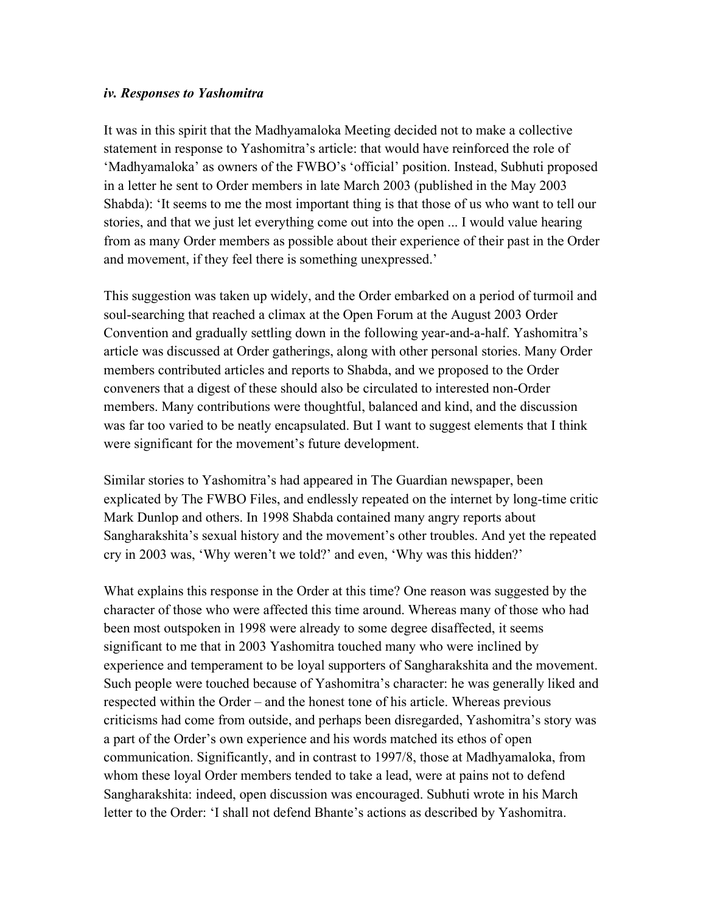### *iv. Responses to Yashomitra*

It was in this spirit that the Madhyamaloka Meeting decided not to make a collective statement in response to Yashomitra's article: that would have reinforced the role of 'Madhyamaloka' as owners of the FWBO's 'official' position. Instead, Subhuti proposed in a letter he sent to Order members in late March 2003 (published in the May 2003 Shabda): 'It seems to me the most important thing is that those of us who want to tell our stories, and that we just let everything come out into the open ... I would value hearing from as many Order members as possible about their experience of their past in the Order and movement, if they feel there is something unexpressed.'

This suggestion was taken up widely, and the Order embarked on a period of turmoil and soul-searching that reached a climax at the Open Forum at the August 2003 Order Convention and gradually settling down in the following year-and-a-half. Yashomitra's article was discussed at Order gatherings, along with other personal stories. Many Order members contributed articles and reports to Shabda, and we proposed to the Order conveners that a digest of these should also be circulated to interested non-Order members. Many contributions were thoughtful, balanced and kind, and the discussion was far too varied to be neatly encapsulated. But I want to suggest elements that I think were significant for the movement's future development.

Similar stories to Yashomitra's had appeared in The Guardian newspaper, been explicated by The FWBO Files, and endlessly repeated on the internet by long-time critic Mark Dunlop and others. In 1998 Shabda contained many angry reports about Sangharakshita's sexual history and the movement's other troubles. And yet the repeated cry in 2003 was, 'Why weren't we told?' and even, 'Why was this hidden?'

What explains this response in the Order at this time? One reason was suggested by the character of those who were affected this time around. Whereas many of those who had been most outspoken in 1998 were already to some degree disaffected, it seems significant to me that in 2003 Yashomitra touched many who were inclined by experience and temperament to be loyal supporters of Sangharakshita and the movement. Such people were touched because of Yashomitra's character: he was generally liked and respected within the Order – and the honest tone of his article. Whereas previous criticisms had come from outside, and perhaps been disregarded, Yashomitra's story was a part of the Order's own experience and his words matched its ethos of open communication. Significantly, and in contrast to 1997/8, those at Madhyamaloka, from whom these loyal Order members tended to take a lead, were at pains not to defend Sangharakshita: indeed, open discussion was encouraged. Subhuti wrote in his March letter to the Order: 'I shall not defend Bhante's actions as described by Yashomitra.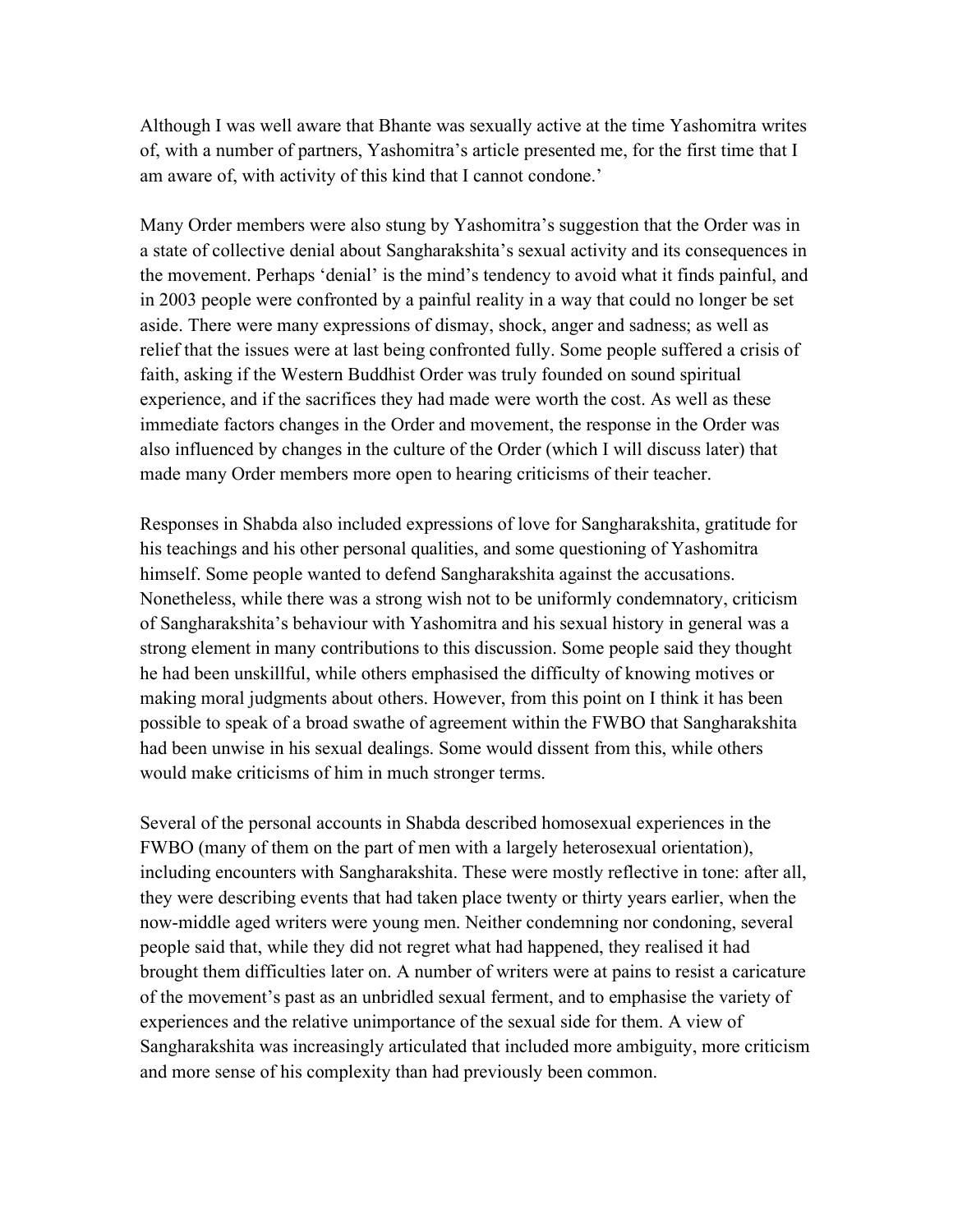Although I was well aware that Bhante was sexually active at the time Yashomitra writes of, with a number of partners, Yashomitra's article presented me, for the first time that I am aware of, with activity of this kind that I cannot condone.'

Many Order members were also stung by Yashomitra's suggestion that the Order was in a state of collective denial about Sangharakshita's sexual activity and its consequences in the movement. Perhaps 'denial' is the mind's tendency to avoid what it finds painful, and in 2003 people were confronted by a painful reality in a way that could no longer be set aside. There were many expressions of dismay, shock, anger and sadness; as well as relief that the issues were at last being confronted fully. Some people suffered a crisis of faith, asking if the Western Buddhist Order was truly founded on sound spiritual experience, and if the sacrifices they had made were worth the cost. As well as these immediate factors changes in the Order and movement, the response in the Order was also influenced by changes in the culture of the Order (which I will discuss later) that made many Order members more open to hearing criticisms of their teacher.

Responses in Shabda also included expressions of love for Sangharakshita, gratitude for his teachings and his other personal qualities, and some questioning of Yashomitra himself. Some people wanted to defend Sangharakshita against the accusations. Nonetheless, while there was a strong wish not to be uniformly condemnatory, criticism of Sangharakshita's behaviour with Yashomitra and his sexual history in general was a strong element in many contributions to this discussion. Some people said they thought he had been unskillful, while others emphasised the difficulty of knowing motives or making moral judgments about others. However, from this point on I think it has been possible to speak of a broad swathe of agreement within the FWBO that Sangharakshita had been unwise in his sexual dealings. Some would dissent from this, while others would make criticisms of him in much stronger terms.

Several of the personal accounts in Shabda described homosexual experiences in the FWBO (many of them on the part of men with a largely heterosexual orientation), including encounters with Sangharakshita. These were mostly reflective in tone: after all, they were describing events that had taken place twenty or thirty years earlier, when the now-middle aged writers were young men. Neither condemning nor condoning, several people said that, while they did not regret what had happened, they realised it had brought them difficulties later on. A number of writers were at pains to resist a caricature of the movement's past as an unbridled sexual ferment, and to emphasise the variety of experiences and the relative unimportance of the sexual side for them. A view of Sangharakshita was increasingly articulated that included more ambiguity, more criticism and more sense of his complexity than had previously been common.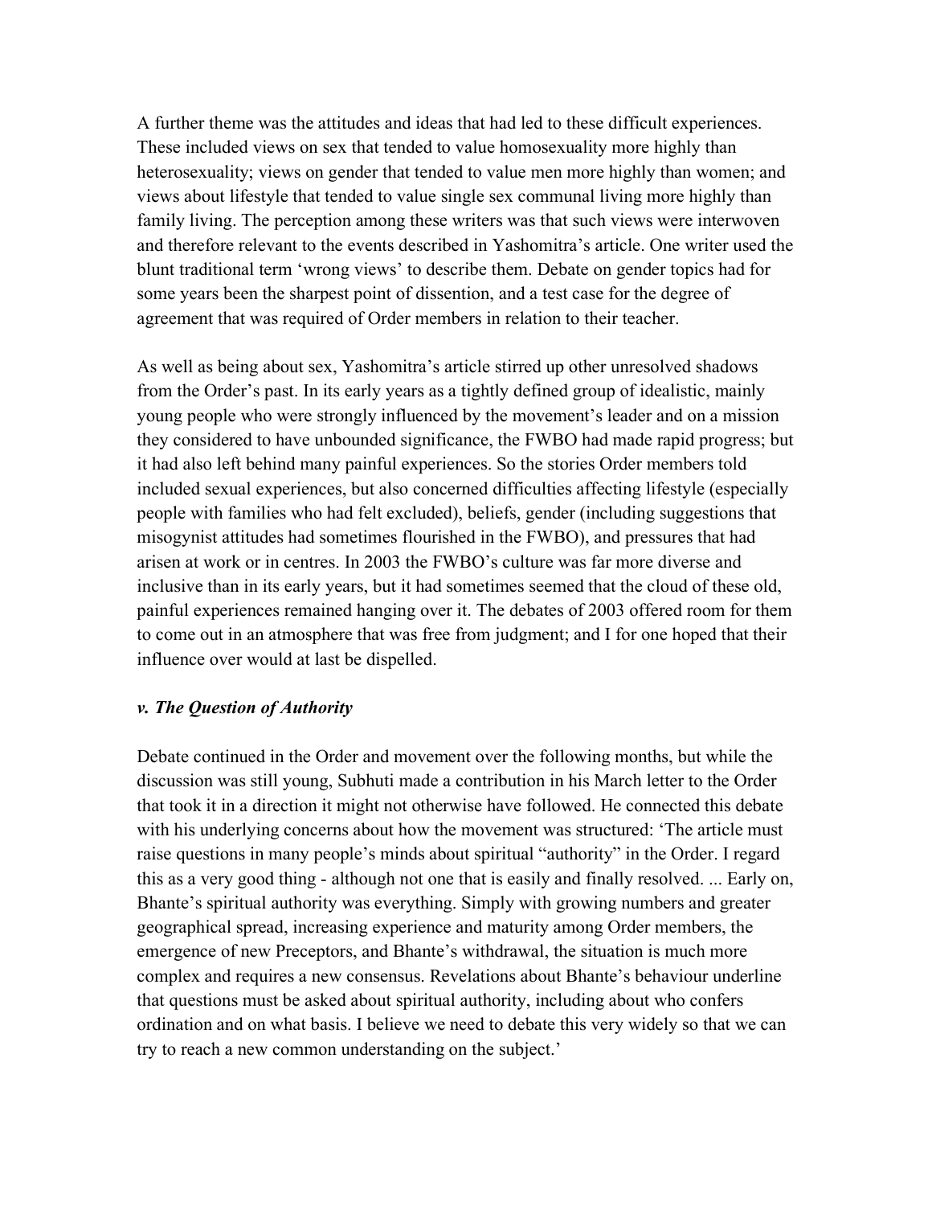A further theme was the attitudes and ideas that had led to these difficult experiences. These included views on sex that tended to value homosexuality more highly than heterosexuality; views on gender that tended to value men more highly than women; and views about lifestyle that tended to value single sex communal living more highly than family living. The perception among these writers was that such views were interwoven and therefore relevant to the events described in Yashomitra's article. One writer used the blunt traditional term 'wrong views' to describe them. Debate on gender topics had for some years been the sharpest point of dissention, and a test case for the degree of agreement that was required of Order members in relation to their teacher.

As well as being about sex, Yashomitra's article stirred up other unresolved shadows from the Order's past. In its early years as a tightly defined group of idealistic, mainly young people who were strongly influenced by the movement's leader and on a mission they considered to have unbounded significance, the FWBO had made rapid progress; but it had also left behind many painful experiences. So the stories Order members told included sexual experiences, but also concerned difficulties affecting lifestyle (especially people with families who had felt excluded), beliefs, gender (including suggestions that misogynist attitudes had sometimes flourished in the FWBO), and pressures that had arisen at work or in centres. In 2003 the FWBO's culture was far more diverse and inclusive than in its early years, but it had sometimes seemed that the cloud of these old, painful experiences remained hanging over it. The debates of 2003 offered room for them to come out in an atmosphere that was free from judgment; and I for one hoped that their influence over would at last be dispelled.

### *v. The Question of Authority*

Debate continued in the Order and movement over the following months, but while the discussion was still young, Subhuti made a contribution in his March letter to the Order that took it in a direction it might not otherwise have followed. He connected this debate with his underlying concerns about how the movement was structured: 'The article must raise questions in many people's minds about spiritual "authority" in the Order. I regard this as a very good thing - although not one that is easily and finally resolved. ... Early on, Bhante's spiritual authority was everything. Simply with growing numbers and greater geographical spread, increasing experience and maturity among Order members, the emergence of new Preceptors, and Bhante's withdrawal, the situation is much more complex and requires a new consensus. Revelations about Bhante's behaviour underline that questions must be asked about spiritual authority, including about who confers ordination and on what basis. I believe we need to debate this very widely so that we can try to reach a new common understanding on the subject.'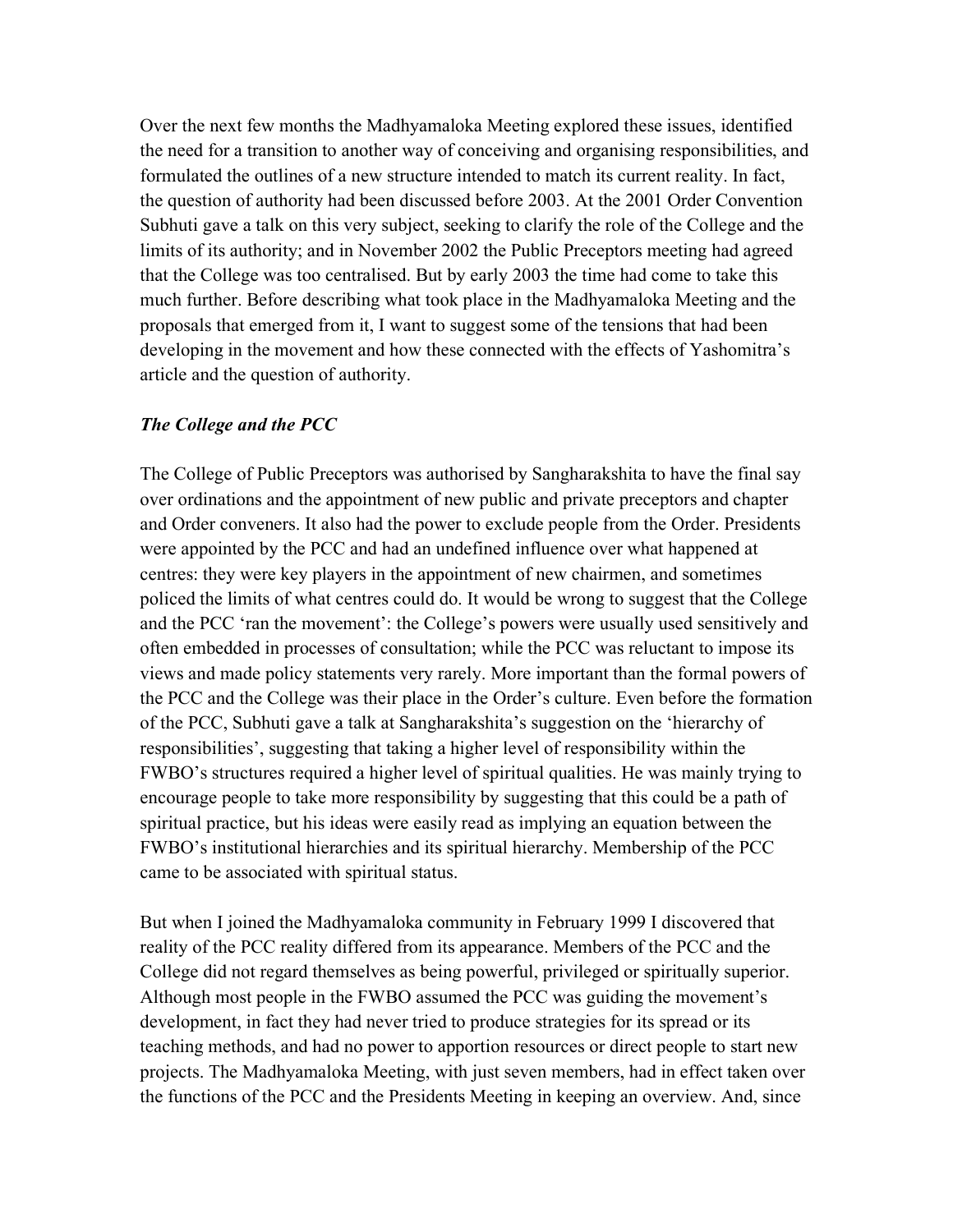Over the next few months the Madhyamaloka Meeting explored these issues, identified the need for a transition to another way of conceiving and organising responsibilities, and formulated the outlines of a new structure intended to match its current reality. In fact, the question of authority had been discussed before 2003. At the 2001 Order Convention Subhuti gave a talk on this very subject, seeking to clarify the role of the College and the limits of its authority; and in November 2002 the Public Preceptors meeting had agreed that the College was too centralised. But by early 2003 the time had come to take this much further. Before describing what took place in the Madhyamaloka Meeting and the proposals that emerged from it, I want to suggest some of the tensions that had been developing in the movement and how these connected with the effects of Yashomitra's article and the question of authority.

### *The College and the PCC*

The College of Public Preceptors was authorised by Sangharakshita to have the final say over ordinations and the appointment of new public and private preceptors and chapter and Order conveners. It also had the power to exclude people from the Order. Presidents were appointed by the PCC and had an undefined influence over what happened at centres: they were key players in the appointment of new chairmen, and sometimes policed the limits of what centres could do. It would be wrong to suggest that the College and the PCC 'ran the movement': the College's powers were usually used sensitively and often embedded in processes of consultation; while the PCC was reluctant to impose its views and made policy statements very rarely. More important than the formal powers of the PCC and the College was their place in the Order's culture. Even before the formation of the PCC, Subhuti gave a talk at Sangharakshita's suggestion on the 'hierarchy of responsibilities', suggesting that taking a higher level of responsibility within the FWBO's structures required a higher level of spiritual qualities. He was mainly trying to encourage people to take more responsibility by suggesting that this could be a path of spiritual practice, but his ideas were easily read as implying an equation between the FWBO's institutional hierarchies and its spiritual hierarchy. Membership of the PCC came to be associated with spiritual status.

But when I joined the Madhyamaloka community in February 1999 I discovered that reality of the PCC reality differed from its appearance. Members of the PCC and the College did not regard themselves as being powerful, privileged or spiritually superior. Although most people in the FWBO assumed the PCC was guiding the movement's development, in fact they had never tried to produce strategies for its spread or its teaching methods, and had no power to apportion resources or direct people to start new projects. The Madhyamaloka Meeting, with just seven members, had in effect taken over the functions of the PCC and the Presidents Meeting in keeping an overview. And, since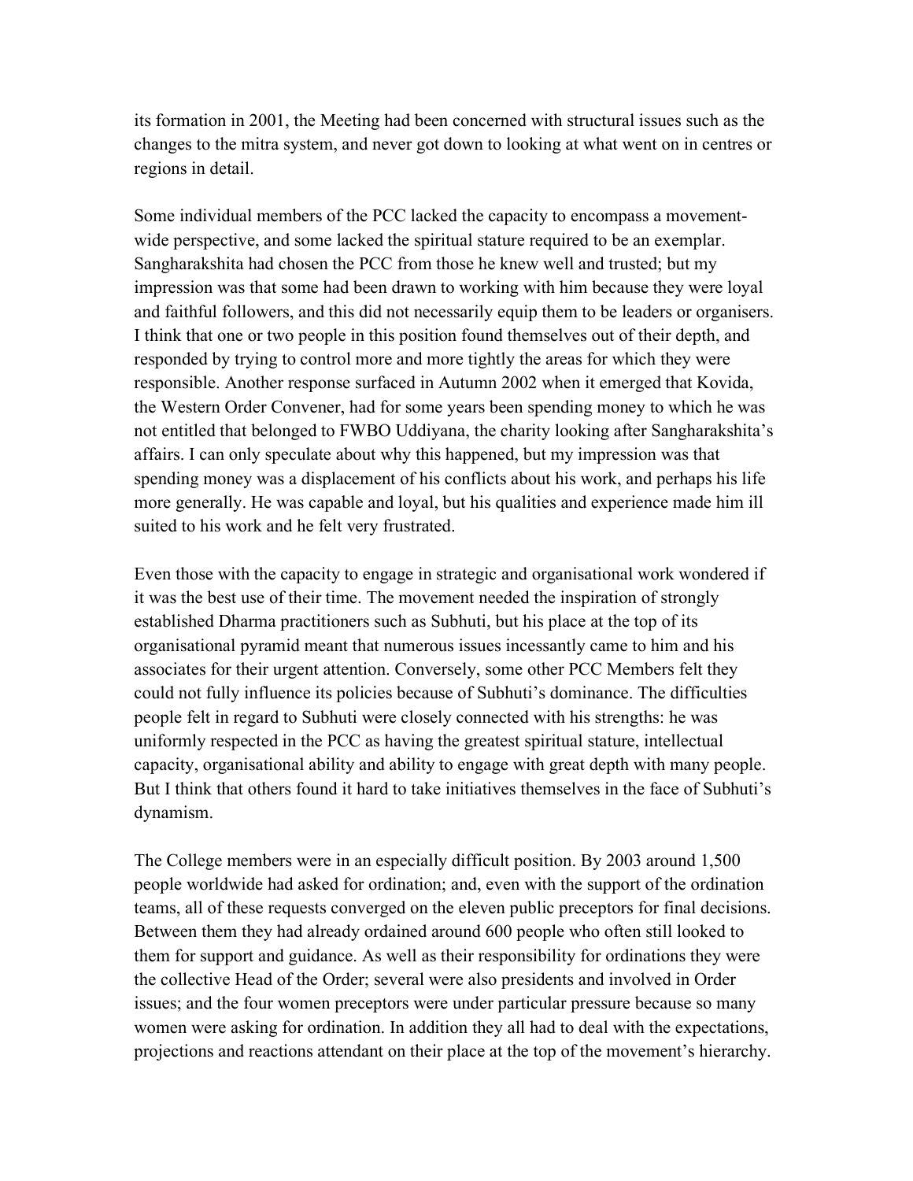its formation in 2001, the Meeting had been concerned with structural issues such as the changes to the mitra system, and never got down to looking at what went on in centres or regions in detail.

Some individual members of the PCC lacked the capacity to encompass a movement-wide perspective, and some lacked the spiritual stature required to be an exemplar. Sangharakshita had chosen the PCC from those he knew well and trusted; but my impression was that some had been drawn to working with him because they were loyal and faithful followers, and this did not necessarily equip them to be leaders or organisers. I think that one or two people in this position found themselves out of their depth, and responded by trying to control more and more tightly the areas for which they were responsible. Another response surfaced in Autumn 2002 when it emerged that Kovida, the Western Order Convener, had for some years been spending money to which he was not entitled that belonged to FWBO Uddiyana, the charity looking after Sangharakshita's affairs. I can only speculate about why this happened, but my impression was that spending money was a displacement of his conflicts about his work, and perhaps his life more generally. He was capable and loyal, but his qualities and experience made him ill suited to his work and he felt very frustrated.

Even those with the capacity to engage in strategic and organisational work wondered if it was the best use of their time. The movement needed the inspiration of strongly established Dharma practitioners such as Subhuti, but his place at the top of its organisational pyramid meant that numerous issues incessantly came to him and his associates for their urgent attention. Conversely, some other PCC Members felt they could not fully influence its policies because of Subhuti's dominance. The difficulties people felt in regard to Subhuti were closely connected with his strengths: he was uniformly respected in the PCC as having the greatest spiritual stature, intellectual capacity, organisational ability and ability to engage with great depth with many people. But I think that others found it hard to take initiatives themselves in the face of Subhuti's dynamism.

The College members were in an especially difficult position. By 2003 around 1,500 people worldwide had asked for ordination; and, even with the support of the ordination teams, all of these requests converged on the eleven public preceptors for final decisions. Between them they had already ordained around 600 people who often still looked to them for support and guidance. As well as their responsibility for ordinations they were the collective Head of the Order; several were also presidents and involved in Order issues; and the four women preceptors were under particular pressure because so many women were asking for ordination. In addition they all had to deal with the expectations, projections and reactions attendant on their place at the top of the movement's hierarchy.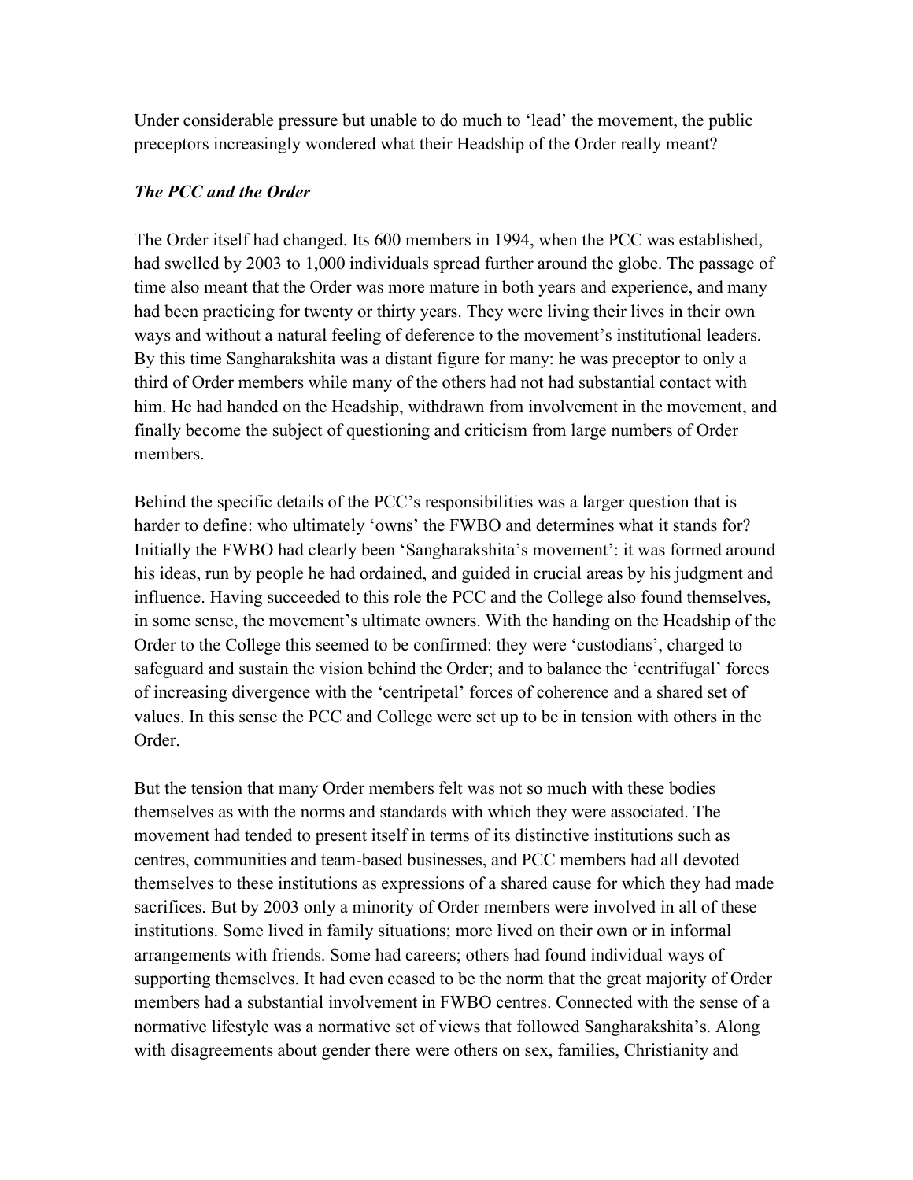Under considerable pressure but unable to do much to 'lead' the movement, the public preceptors increasingly wondered what their Headship of the Order really meant?

### *The PCC and the Order*

The Order itself had changed. Its 600 members in 1994, when the PCC was established, had swelled by 2003 to 1,000 individuals spread further around the globe. The passage of time also meant that the Order was more mature in both years and experience, and many had been practicing for twenty or thirty years. They were living their lives in their own ways and without a natural feeling of deference to the movement's institutional leaders. By this time Sangharakshita was a distant figure for many: he was preceptor to only a third of Order members while many of the others had not had substantial contact with him. He had handed on the Headship, withdrawn from involvement in the movement, and finally become the subject of questioning and criticism from large numbers of Order members.

Behind the specific details of the PCC's responsibilities was a larger question that is harder to define: who ultimately 'owns' the FWBO and determines what it stands for? Initially the FWBO had clearly been 'Sangharakshita's movement': it was formed around his ideas, run by people he had ordained, and guided in crucial areas by his judgment and influence. Having succeeded to this role the PCC and the College also found themselves, in some sense, the movement's ultimate owners. With the handing on the Headship of the Order to the College this seemed to be confirmed: they were 'custodians', charged to safeguard and sustain the vision behind the Order; and to balance the 'centrifugal' forces of increasing divergence with the 'centripetal' forces of coherence and a shared set of values. In this sense the PCC and College were set up to be in tension with others in the Order.

But the tension that many Order members felt was not so much with these bodies themselves as with the norms and standards with which they were associated. The movement had tended to present itself in terms of its distinctive institutions such as centres, communities and team-based businesses, and PCC members had all devoted themselves to these institutions as expressions of a shared cause for which they had made sacrifices. But by 2003 only a minority of Order members were involved in all of these institutions. Some lived in family situations; more lived on their own or in informal arrangements with friends. Some had careers; others had found individual ways of supporting themselves. It had even ceased to be the norm that the great majority of Order members had a substantial involvement in FWBO centres. Connected with the sense of a normative lifestyle was a normative set of views that followed Sangharakshita's. Along with disagreements about gender there were others on sex, families, Christianity and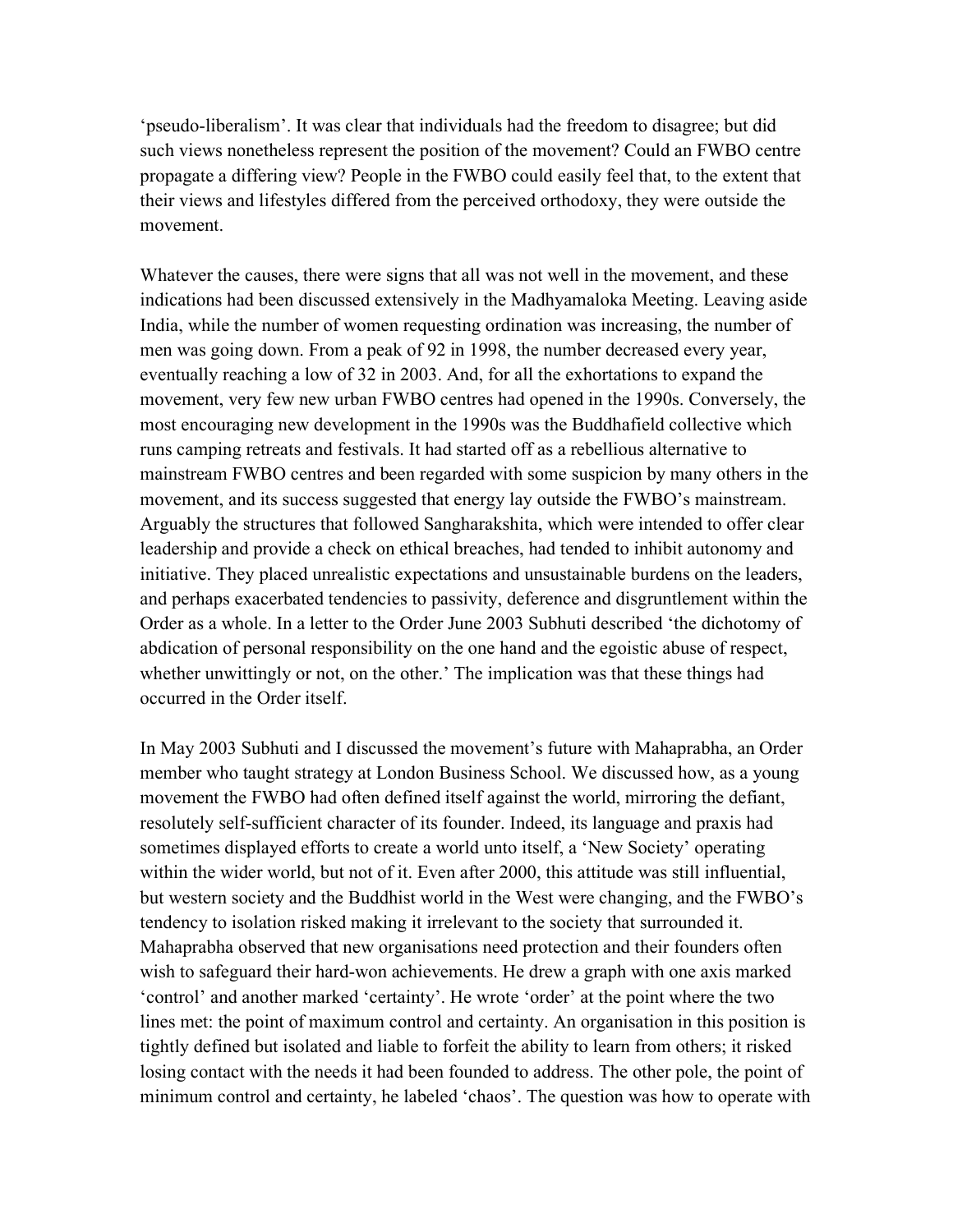'pseudo-liberalism'. It was clear that individuals had the freedom to disagree; but did such views nonetheless represent the position of the movement? Could an FWBO centre propagate a differing view? People in the FWBO could easily feel that, to the extent that their views and lifestyles differed from the perceived orthodoxy, they were outside the movement.

Whatever the causes, there were signs that all was not well in the movement, and these indications had been discussed extensively in the Madhyamaloka Meeting. Leaving aside India, while the number of women requesting ordination was increasing, the number of men was going down. From a peak of 92 in 1998, the number decreased every year, eventually reaching a low of 32 in 2003. And, for all the exhortations to expand the movement, very few new urban FWBO centres had opened in the 1990s. Conversely, the most encouraging new development in the 1990s was the Buddhafield collective which runs camping retreats and festivals. It had started off as a rebellious alternative to mainstream FWBO centres and been regarded with some suspicion by many others in the movement, and its success suggested that energy lay outside the FWBO's mainstream. Arguably the structures that followed Sangharakshita, which were intended to offer clear leadership and provide a check on ethical breaches, had tended to inhibit autonomy and initiative. They placed unrealistic expectations and unsustainable burdens on the leaders, and perhaps exacerbated tendencies to passivity, deference and disgruntlement within the Order as a whole. In a letter to the Order June 2003 Subhuti described 'the dichotomy of abdication of personal responsibility on the one hand and the egoistic abuse of respect, whether unwittingly or not, on the other.' The implication was that these things had occurred in the Order itself.

In May 2003 Subhuti and I discussed the movement's future with Mahaprabha, an Order member who taught strategy at London Business School. We discussed how, as a young movement the FWBO had often defined itself against the world, mirroring the defiant, resolutely self-sufficient character of its founder. Indeed, its language and praxis had sometimes displayed efforts to create a world unto itself, a 'New Society' operating within the wider world, but not of it. Even after 2000, this attitude was still influential, but western society and the Buddhist world in the West were changing, and the FWBO's tendency to isolation risked making it irrelevant to the society that surrounded it. Mahaprabha observed that new organisations need protection and their founders often wish to safeguard their hard-won achievements. He drew a graph with one axis marked 'control' and another marked 'certainty'. He wrote 'order' at the point where the two lines met: the point of maximum control and certainty. An organisation in this position is tightly defined but isolated and liable to forfeit the ability to learn from others; it risked losing contact with the needs it had been founded to address. The other pole, the point of minimum control and certainty, he labeled 'chaos'. The question was how to operate with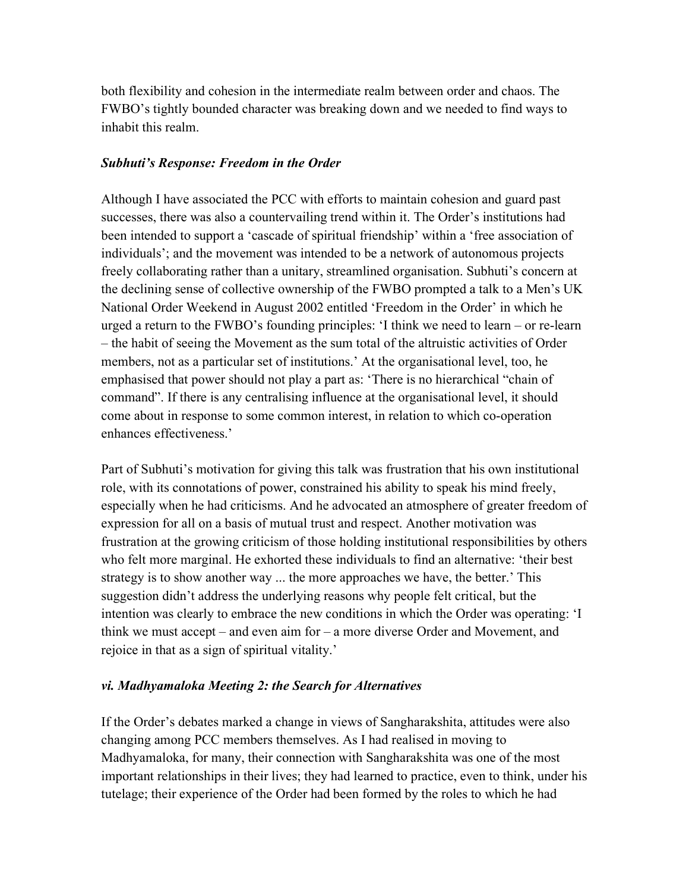both flexibility and cohesion in the intermediate realm between order and chaos. The FWBO's tightly bounded character was breaking down and we needed to find ways to inhabit this realm.

### *Subhuti's Response: Freedom in the Order*

Although I have associated the PCC with efforts to maintain cohesion and guard past successes, there was also a countervailing trend within it. The Order's institutions had been intended to support a 'cascade of spiritual friendship' within a 'free association of individuals'; and the movement was intended to be a network of autonomous projects freely collaborating rather than a unitary, streamlined organisation. Subhuti's concern at the declining sense of collective ownership of the FWBO prompted a talk to a Men's UK National Order Weekend in August 2002 entitled 'Freedom in the Order' in which he urged a return to the FWBO's founding principles: 'I think we need to learn – or re-learn – the habit of seeing the Movement as the sum total of the altruistic activities of Order members, not as a particular set of institutions.' At the organisational level, too, he emphasised that power should not play a part as: 'There is no hierarchical "chain of command". If there is any centralising influence at the organisational level, it should come about in response to some common interest, in relation to which co-operation enhances effectiveness.'

Part of Subhuti's motivation for giving this talk was frustration that his own institutional role, with its connotations of power, constrained his ability to speak his mind freely, especially when he had criticisms. And he advocated an atmosphere of greater freedom of expression for all on a basis of mutual trust and respect. Another motivation was frustration at the growing criticism of those holding institutional responsibilities by others who felt more marginal. He exhorted these individuals to find an alternative: 'their best strategy is to show another way ... the more approaches we have, the better.' This suggestion didn't address the underlying reasons why people felt critical, but the intention was clearly to embrace the new conditions in which the Order was operating: 'I think we must accept – and even aim for – a more diverse Order and Movement, and rejoice in that as a sign of spiritual vitality.'

### *vi. Madhyamaloka Meeting 2: the Search for Alternatives*

If the Order's debates marked a change in views of Sangharakshita, attitudes were also changing among PCC members themselves. As I had realised in moving to Madhyamaloka, for many, their connection with Sangharakshita was one of the most important relationships in their lives; they had learned to practice, even to think, under his tutelage; their experience of the Order had been formed by the roles to which he had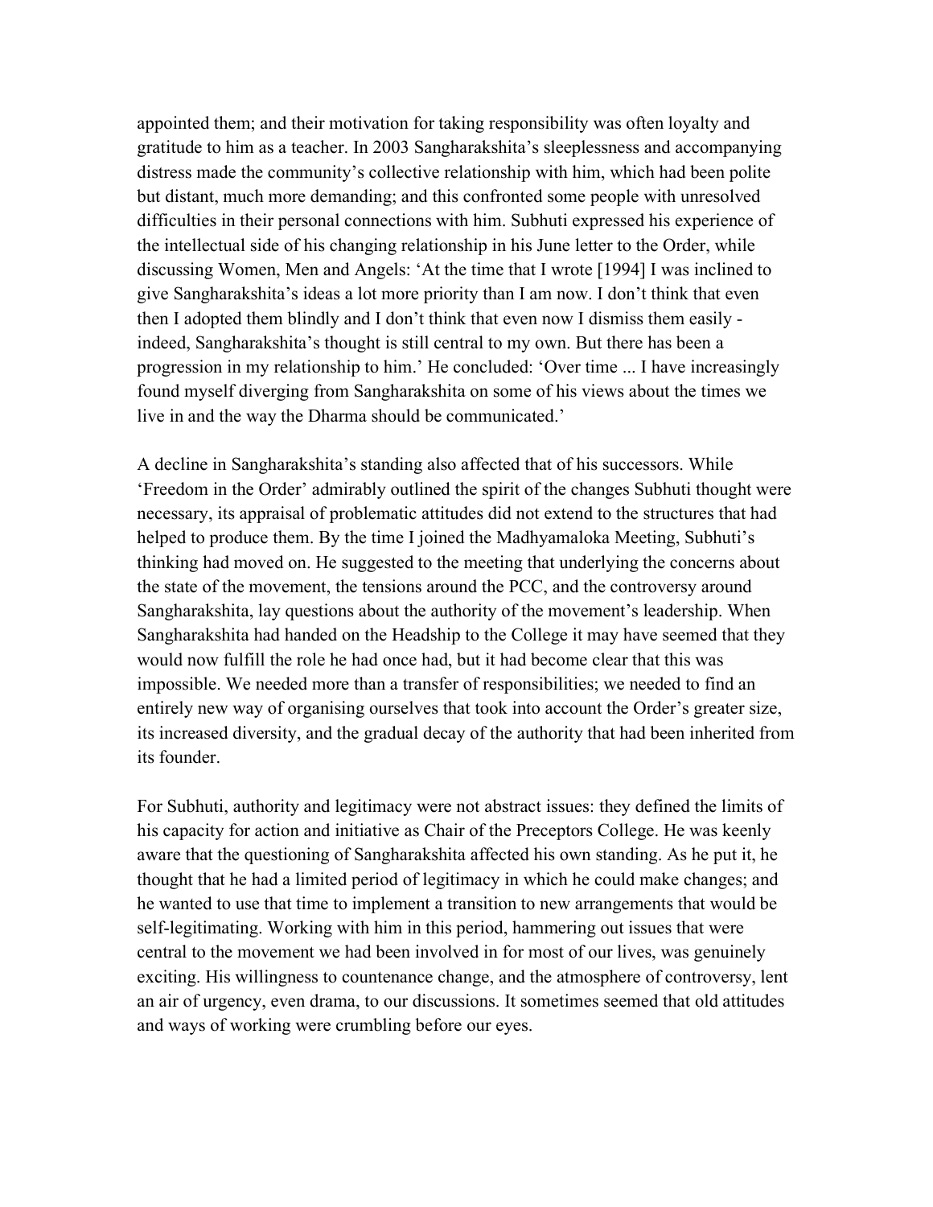appointed them; and their motivation for taking responsibility was often loyalty and gratitude to him as a teacher. In 2003 Sangharakshita's sleeplessness and accompanying distress made the community's collective relationship with him, which had been polite but distant, much more demanding; and this confronted some people with unresolved difficulties in their personal connections with him. Subhuti expressed his experience of the intellectual side of his changing relationship in his June letter to the Order, while discussing Women, Men and Angels: 'At the time that I wrote [1994] I was inclined to give Sangharakshita's ideas a lot more priority than I am now. I don't think that even then I adopted them blindly and I don't think that even now I dismiss them easily - indeed, Sangharakshita's thought is still central to my own. But there has been a progression in my relationship to him.' He concluded: 'Over time ... I have increasingly found myself diverging from Sangharakshita on some of his views about the times we live in and the way the Dharma should be communicated.'

A decline in Sangharakshita's standing also affected that of his successors. While 'Freedom in the Order' admirably outlined the spirit of the changes Subhuti thought were necessary, its appraisal of problematic attitudes did not extend to the structures that had helped to produce them. By the time I joined the Madhyamaloka Meeting, Subhuti's thinking had moved on. He suggested to the meeting that underlying the concerns about the state of the movement, the tensions around the PCC, and the controversy around Sangharakshita, lay questions about the authority of the movement's leadership. When Sangharakshita had handed on the Headship to the College it may have seemed that they would now fulfill the role he had once had, but it had become clear that this was impossible. We needed more than a transfer of responsibilities; we needed to find an entirely new way of organising ourselves that took into account the Order's greater size, its increased diversity, and the gradual decay of the authority that had been inherited from its founder.

For Subhuti, authority and legitimacy were not abstract issues: they defined the limits of his capacity for action and initiative as Chair of the Preceptors College. He was keenly aware that the questioning of Sangharakshita affected his own standing. As he put it, he thought that he had a limited period of legitimacy in which he could make changes; and he wanted to use that time to implement a transition to new arrangements that would be self-legitimating. Working with him in this period, hammering out issues that were central to the movement we had been involved in for most of our lives, was genuinely exciting. His willingness to countenance change, and the atmosphere of controversy, lent an air of urgency, even drama, to our discussions. It sometimes seemed that old attitudes and ways of working were crumbling before our eyes.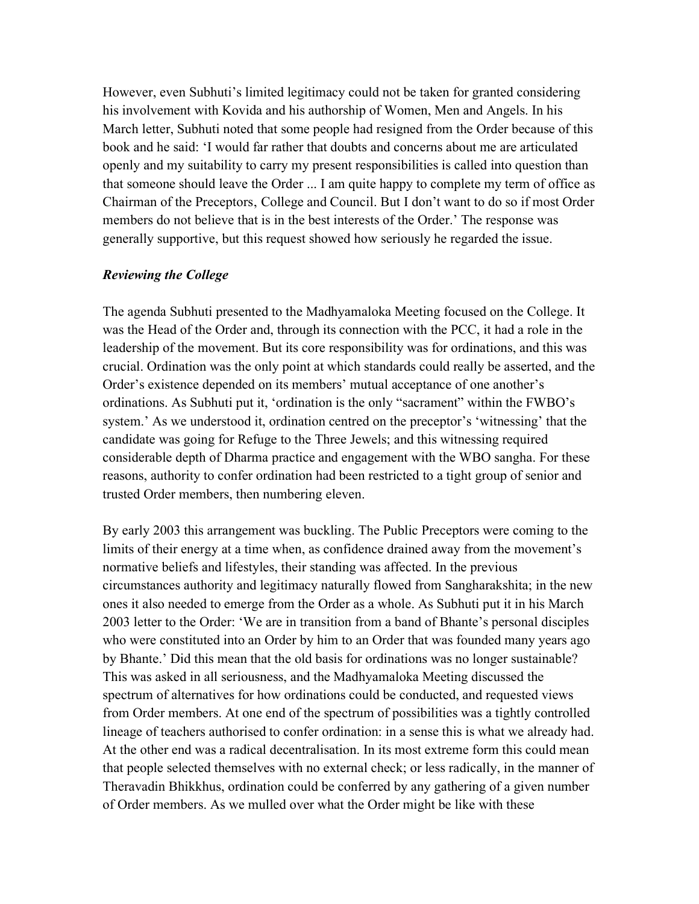However, even Subhuti's limited legitimacy could not be taken for granted considering his involvement with Kovida and his authorship of Women, Men and Angels. In his March letter, Subhuti noted that some people had resigned from the Order because of this book and he said: 'I would far rather that doubts and concerns about me are articulated openly and my suitability to carry my present responsibilities is called into question than that someone should leave the Order ... I am quite happy to complete my term of office as Chairman of the Preceptors, College and Council. But I don't want to do so if most Order members do not believe that is in the best interests of the Order.' The response was generally supportive, but this request showed how seriously he regarded the issue.

### *Reviewing the College*

The agenda Subhuti presented to the Madhyamaloka Meeting focused on the College. It was the Head of the Order and, through its connection with the PCC, it had a role in the leadership of the movement. But its core responsibility was for ordinations, and this was crucial. Ordination was the only point at which standards could really be asserted, and the Order's existence depended on its members' mutual acceptance of one another's ordinations. As Subhuti put it, 'ordination is the only "sacrament" within the FWBO's system.' As we understood it, ordination centred on the preceptor's 'witnessing' that the candidate was going for Refuge to the Three Jewels; and this witnessing required considerable depth of Dharma practice and engagement with the WBO sangha. For these reasons, authority to confer ordination had been restricted to a tight group of senior and trusted Order members, then numbering eleven.

By early 2003 this arrangement was buckling. The Public Preceptors were coming to the limits of their energy at a time when, as confidence drained away from the movement's normative beliefs and lifestyles, their standing was affected. In the previous circumstances authority and legitimacy naturally flowed from Sangharakshita; in the new ones it also needed to emerge from the Order as a whole. As Subhuti put it in his March 2003 letter to the Order: 'We are in transition from a band of Bhante's personal disciples who were constituted into an Order by him to an Order that was founded many years ago by Bhante.' Did this mean that the old basis for ordinations was no longer sustainable? This was asked in all seriousness, and the Madhyamaloka Meeting discussed the spectrum of alternatives for how ordinations could be conducted, and requested views from Order members. At one end of the spectrum of possibilities was a tightly controlled lineage of teachers authorised to confer ordination: in a sense this is what we already had. At the other end was a radical decentralisation. In its most extreme form this could mean that people selected themselves with no external check; or less radically, in the manner of Theravadin Bhikkhus, ordination could be conferred by any gathering of a given number of Order members. As we mulled over what the Order might be like with these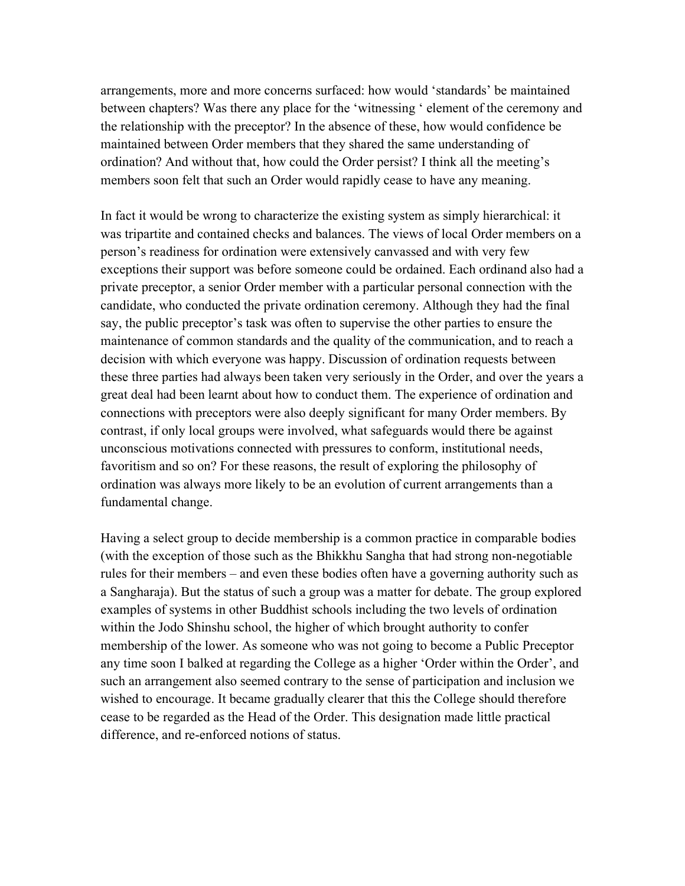arrangements, more and more concerns surfaced: how would 'standards' be maintained between chapters? Was there any place for the 'witnessing ' element of the ceremony and the relationship with the preceptor? In the absence of these, how would confidence be maintained between Order members that they shared the same understanding of ordination? And without that, how could the Order persist? I think all the meeting's members soon felt that such an Order would rapidly cease to have any meaning.

In fact it would be wrong to characterize the existing system as simply hierarchical: it was tripartite and contained checks and balances. The views of local Order members on a person's readiness for ordination were extensively canvassed and with very few exceptions their support was before someone could be ordained. Each ordinand also had a private preceptor, a senior Order member with a particular personal connection with the candidate, who conducted the private ordination ceremony. Although they had the final say, the public preceptor's task was often to supervise the other parties to ensure the maintenance of common standards and the quality of the communication, and to reach a decision with which everyone was happy. Discussion of ordination requests between these three parties had always been taken very seriously in the Order, and over the years a great deal had been learnt about how to conduct them. The experience of ordination and connections with preceptors were also deeply significant for many Order members. By contrast, if only local groups were involved, what safeguards would there be against unconscious motivations connected with pressures to conform, institutional needs, favoritism and so on? For these reasons, the result of exploring the philosophy of ordination was always more likely to be an evolution of current arrangements than a fundamental change.

Having a select group to decide membership is a common practice in comparable bodies (with the exception of those such as the Bhikkhu Sangha that had strong non-negotiable rules for their members – and even these bodies often have a governing authority such as a Sangharaja). But the status of such a group was a matter for debate. The group explored examples of systems in other Buddhist schools including the two levels of ordination within the Jodo Shinshu school, the higher of which brought authority to confer membership of the lower. As someone who was not going to become a Public Preceptor any time soon I balked at regarding the College as a higher 'Order within the Order', and such an arrangement also seemed contrary to the sense of participation and inclusion we wished to encourage. It became gradually clearer that this the College should therefore cease to be regarded as the Head of the Order. This designation made little practical difference, and re-enforced notions of status.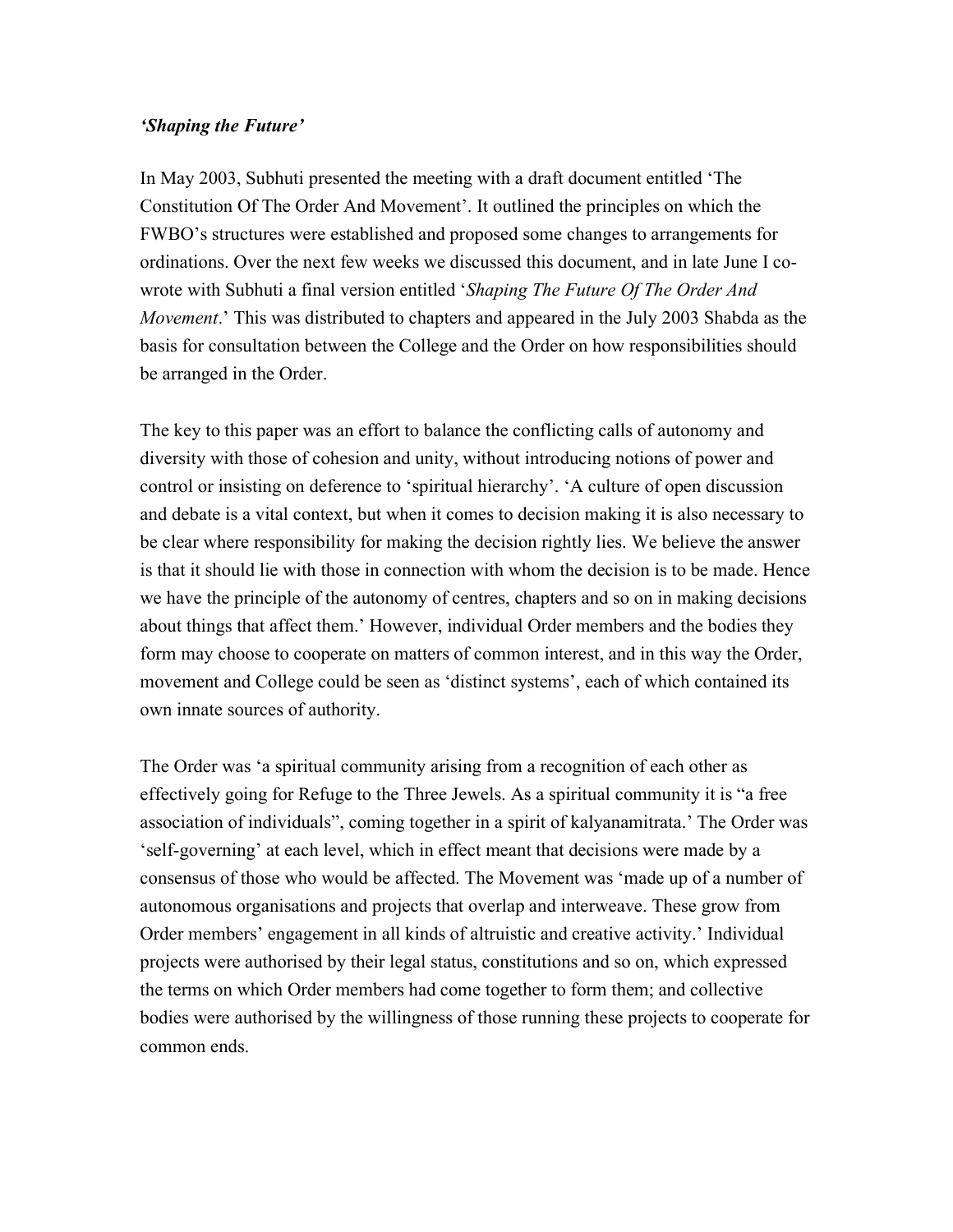***'Shaping the Future'***

In May 2003, Subhuti presented the meeting with a draft document entitled 'The Constitution Of The Order And Movement'. It outlined the principles on which the FWBO's structures were established and proposed some changes to arrangements for ordinations. Over the next few weeks we discussed this document, and in late June I co-wrote with Subhuti a final version entitled '*Shaping The Future Of The Order And Movement*.' This was distributed to chapters and appeared in the July 2003 Shabda as the basis for consultation between the College and the Order on how responsibilities should be arranged in the Order.

The key to this paper was an effort to balance the conflicting calls of autonomy and diversity with those of cohesion and unity, without introducing notions of power and control or insisting on deference to 'spiritual hierarchy'. 'A culture of open discussion and debate is a vital context, but when it comes to decision making it is also necessary to be clear where responsibility for making the decision rightly lies. We believe the answer is that it should lie with those in connection with whom the decision is to be made. Hence we have the principle of the autonomy of centres, chapters and so on in making decisions about things that affect them.' However, individual Order members and the bodies they form may choose to cooperate on matters of common interest, and in this way the Order, movement and College could be seen as 'distinct systems', each of which contained its own innate sources of authority.

The Order was 'a spiritual community arising from a recognition of each other as effectively going for Refuge to the Three Jewels. As a spiritual community it is "a free association of individuals", coming together in a spirit of kalyanamitrata.' The Order was 'self-governing' at each level, which in effect meant that decisions were made by a consensus of those who would be affected. The Movement was 'made up of a number of autonomous organisations and projects that overlap and interweave. These grow from Order members' engagement in all kinds of altruistic and creative activity.' Individual projects were authorised by their legal status, constitutions and so on, which expressed the terms on which Order members had come together to form them; and collective bodies were authorised by the willingness of those running these projects to cooperate for common ends.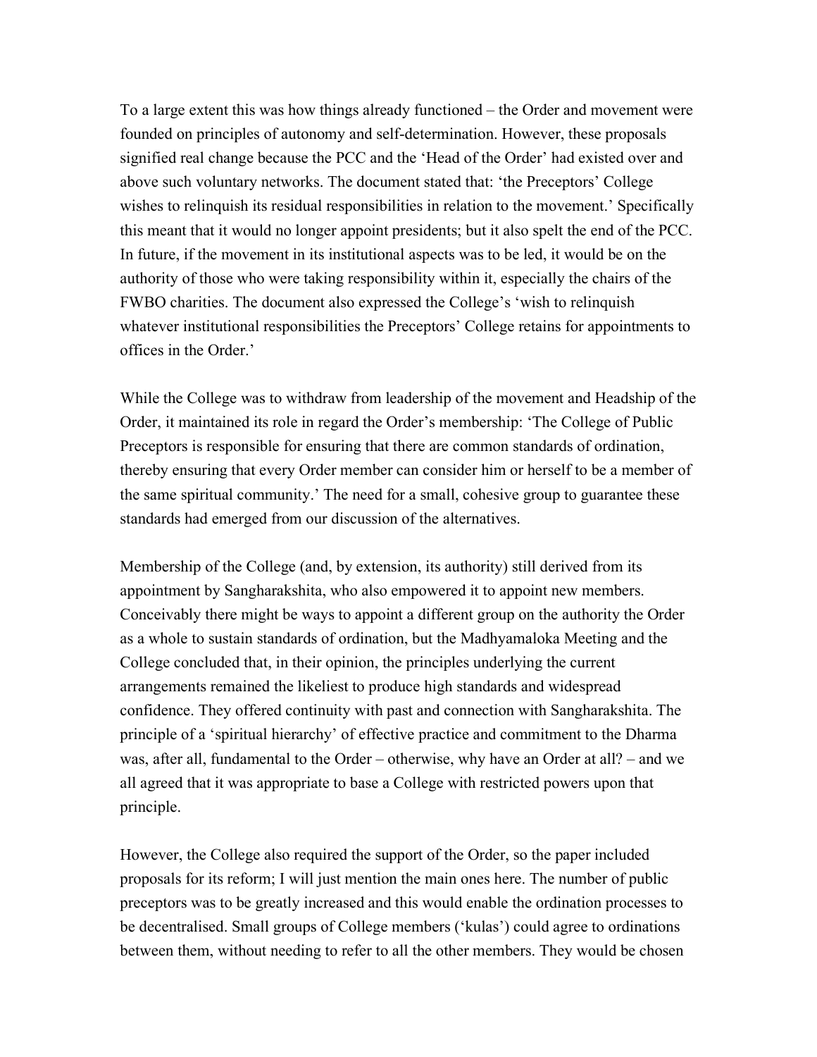To a large extent this was how things already functioned – the Order and movement were founded on principles of autonomy and self-determination. However, these proposals signified real change because the PCC and the 'Head of the Order' had existed over and above such voluntary networks. The document stated that: 'the Preceptors' College wishes to relinquish its residual responsibilities in relation to the movement.' Specifically this meant that it would no longer appoint presidents; but it also spelt the end of the PCC. In future, if the movement in its institutional aspects was to be led, it would be on the authority of those who were taking responsibility within it, especially the chairs of the FWBO charities. The document also expressed the College's 'wish to relinquish whatever institutional responsibilities the Preceptors' College retains for appointments to offices in the Order.'

While the College was to withdraw from leadership of the movement and Headship of the Order, it maintained its role in regard the Order's membership: 'The College of Public Preceptors is responsible for ensuring that there are common standards of ordination, thereby ensuring that every Order member can consider him or herself to be a member of the same spiritual community.' The need for a small, cohesive group to guarantee these standards had emerged from our discussion of the alternatives.

Membership of the College (and, by extension, its authority) still derived from its appointment by Sangharakshita, who also empowered it to appoint new members. Conceivably there might be ways to appoint a different group on the authority the Order as a whole to sustain standards of ordination, but the Madhyamaloka Meeting and the College concluded that, in their opinion, the principles underlying the current arrangements remained the likeliest to produce high standards and widespread confidence. They offered continuity with past and connection with Sangharakshita. The principle of a 'spiritual hierarchy' of effective practice and commitment to the Dharma was, after all, fundamental to the Order – otherwise, why have an Order at all? – and we all agreed that it was appropriate to base a College with restricted powers upon that principle.

However, the College also required the support of the Order, so the paper included proposals for its reform; I will just mention the main ones here. The number of public preceptors was to be greatly increased and this would enable the ordination processes to be decentralised. Small groups of College members ('kulas') could agree to ordinations between them, without needing to refer to all the other members. They would be chosen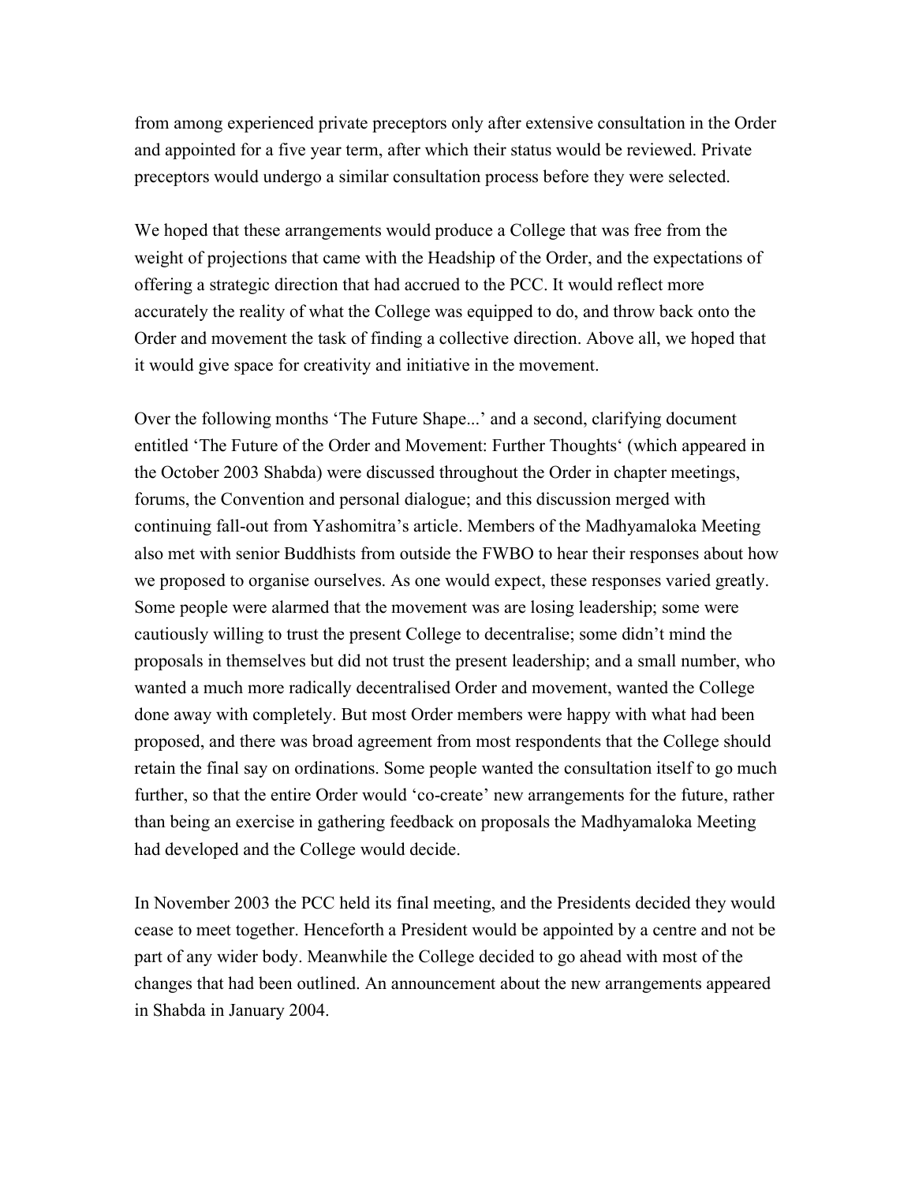from among experienced private preceptors only after extensive consultation in the Order and appointed for a five year term, after which their status would be reviewed. Private preceptors would undergo a similar consultation process before they were selected.

We hoped that these arrangements would produce a College that was free from the weight of projections that came with the Headship of the Order, and the expectations of offering a strategic direction that had accrued to the PCC. It would reflect more accurately the reality of what the College was equipped to do, and throw back onto the Order and movement the task of finding a collective direction. Above all, we hoped that it would give space for creativity and initiative in the movement.

Over the following months 'The Future Shape...' and a second, clarifying document entitled 'The Future of the Order and Movement: Further Thoughts' (which appeared in the October 2003 Shabda) were discussed throughout the Order in chapter meetings, forums, the Convention and personal dialogue; and this discussion merged with continuing fall-out from Yashomitra's article. Members of the Madhyamaloka Meeting also met with senior Buddhists from outside the FWBO to hear their responses about how we proposed to organise ourselves. As one would expect, these responses varied greatly. Some people were alarmed that the movement was are losing leadership; some were cautiously willing to trust the present College to decentralise; some didn't mind the proposals in themselves but did not trust the present leadership; and a small number, who wanted a much more radically decentralised Order and movement, wanted the College done away with completely. But most Order members were happy with what had been proposed, and there was broad agreement from most respondents that the College should retain the final say on ordinations. Some people wanted the consultation itself to go much further, so that the entire Order would 'co-create' new arrangements for the future, rather than being an exercise in gathering feedback on proposals the Madhyamaloka Meeting had developed and the College would decide.

In November 2003 the PCC held its final meeting, and the Presidents decided they would cease to meet together. Henceforth a President would be appointed by a centre and not be part of any wider body. Meanwhile the College decided to go ahead with most of the changes that had been outlined. An announcement about the new arrangements appeared in Shabda in January 2004.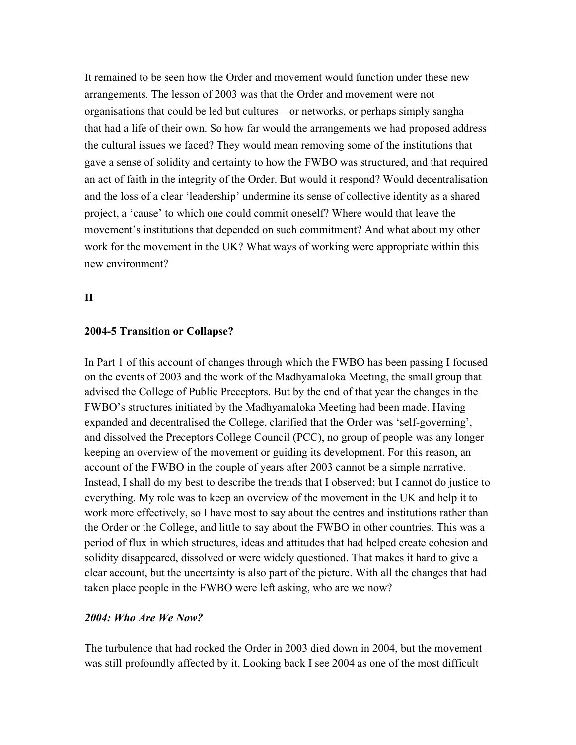It remained to be seen how the Order and movement would function under these new arrangements. The lesson of 2003 was that the Order and movement were not organisations that could be led but cultures – or networks, or perhaps simply sangha – that had a life of their own. So how far would the arrangements we had proposed address the cultural issues we faced? They would mean removing some of the institutions that gave a sense of solidity and certainty to how the FWBO was structured, and that required an act of faith in the integrity of the Order. But would it respond? Would decentralisation and the loss of a clear 'leadership' undermine its sense of collective identity as a shared project, a 'cause' to which one could commit oneself? Where would that leave the movement's institutions that depended on such commitment? And what about my other work for the movement in the UK? What ways of working were appropriate within this new environment?

## II

### 2004-5 Transition or Collapse?

In Part 1 of this account of changes through which the FWBO has been passing I focused on the events of 2003 and the work of the Madhyamaloka Meeting, the small group that advised the College of Public Preceptors. But by the end of that year the changes in the FWBO's structures initiated by the Madhyamaloka Meeting had been made. Having expanded and decentralised the College, clarified that the Order was 'self-governing', and dissolved the Preceptors College Council (PCC), no group of people was any longer keeping an overview of the movement or guiding its development. For this reason, an account of the FWBO in the couple of years after 2003 cannot be a simple narrative. Instead, I shall do my best to describe the trends that I observed; but I cannot do justice to everything. My role was to keep an overview of the movement in the UK and help it to work more effectively, so I have most to say about the centres and institutions rather than the Order or the College, and little to say about the FWBO in other countries. This was a period of flux in which structures, ideas and attitudes that had helped create cohesion and solidity disappeared, dissolved or were widely questioned. That makes it hard to give a clear account, but the uncertainty is also part of the picture. With all the changes that had taken place people in the FWBO were left asking, who are we now?

#### *2004: Who Are We Now?*

The turbulence that had rocked the Order in 2003 died down in 2004, but the movement was still profoundly affected by it. Looking back I see 2004 as one of the most difficult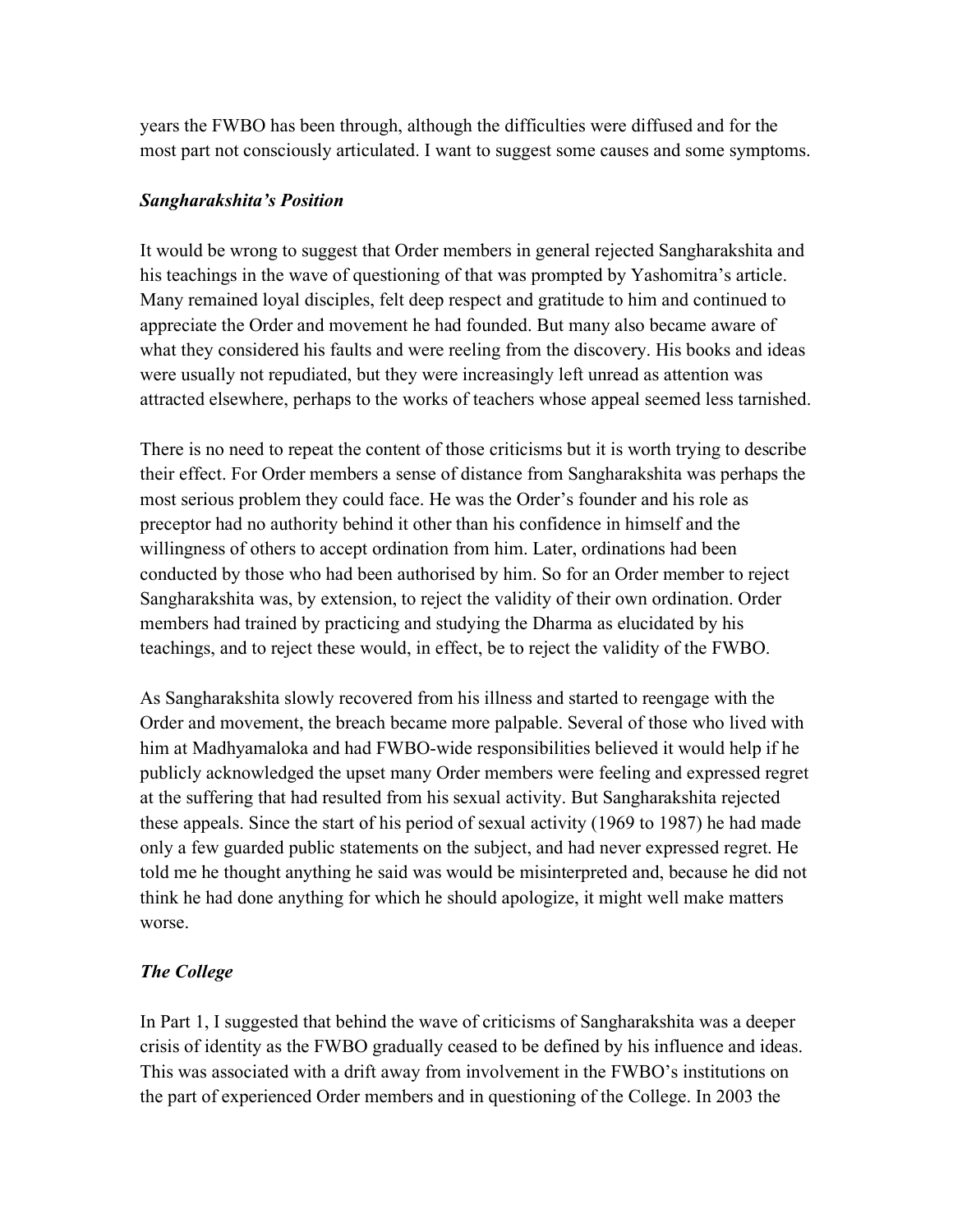years the FWBO has been through, although the difficulties were diffused and for the most part not consciously articulated. I want to suggest some causes and some symptoms.

### *Sangharakshita's Position*

It would be wrong to suggest that Order members in general rejected Sangharakshita and his teachings in the wave of questioning of that was prompted by Yashomitra's article. Many remained loyal disciples, felt deep respect and gratitude to him and continued to appreciate the Order and movement he had founded. But many also became aware of what they considered his faults and were reeling from the discovery. His books and ideas were usually not repudiated, but they were increasingly left unread as attention was attracted elsewhere, perhaps to the works of teachers whose appeal seemed less tarnished.

There is no need to repeat the content of those criticisms but it is worth trying to describe their effect. For Order members a sense of distance from Sangharakshita was perhaps the most serious problem they could face. He was the Order's founder and his role as preceptor had no authority behind it other than his confidence in himself and the willingness of others to accept ordination from him. Later, ordinations had been conducted by those who had been authorised by him. So for an Order member to reject Sangharakshita was, by extension, to reject the validity of their own ordination. Order members had trained by practicing and studying the Dharma as elucidated by his teachings, and to reject these would, in effect, be to reject the validity of the FWBO.

As Sangharakshita slowly recovered from his illness and started to reengage with the Order and movement, the breach became more palpable. Several of those who lived with him at Madhyamaloka and had FWBO-wide responsibilities believed it would help if he publicly acknowledged the upset many Order members were feeling and expressed regret at the suffering that had resulted from his sexual activity. But Sangharakshita rejected these appeals. Since the start of his period of sexual activity (1969 to 1987) he had made only a few guarded public statements on the subject, and had never expressed regret. He told me he thought anything he said was would be misinterpreted and, because he did not think he had done anything for which he should apologize, it might well make matters worse.

### *The College*

In Part 1, I suggested that behind the wave of criticisms of Sangharakshita was a deeper crisis of identity as the FWBO gradually ceased to be defined by his influence and ideas. This was associated with a drift away from involvement in the FWBO's institutions on the part of experienced Order members and in questioning of the College. In 2003 the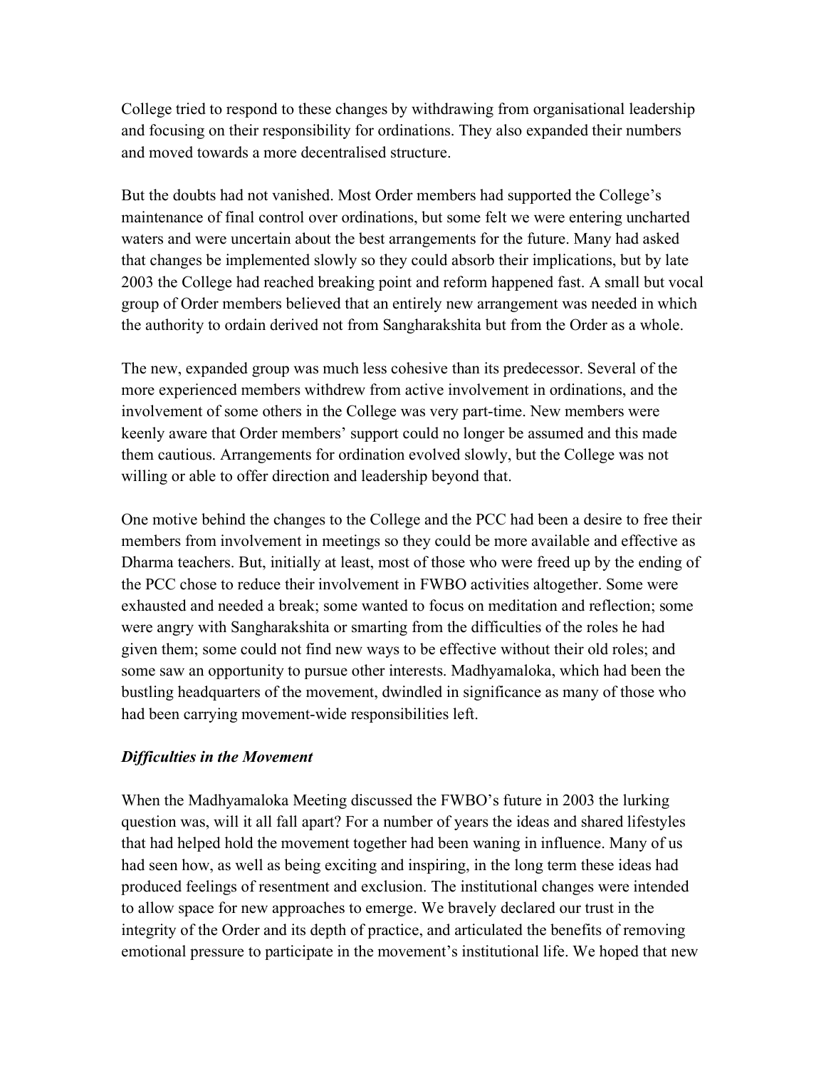College tried to respond to these changes by withdrawing from organisational leadership and focusing on their responsibility for ordinations. They also expanded their numbers and moved towards a more decentralised structure.

But the doubts had not vanished. Most Order members had supported the College's maintenance of final control over ordinations, but some felt we were entering uncharted waters and were uncertain about the best arrangements for the future. Many had asked that changes be implemented slowly so they could absorb their implications, but by late 2003 the College had reached breaking point and reform happened fast. A small but vocal group of Order members believed that an entirely new arrangement was needed in which the authority to ordain derived not from Sangharakshita but from the Order as a whole.

The new, expanded group was much less cohesive than its predecessor. Several of the more experienced members withdrew from active involvement in ordinations, and the involvement of some others in the College was very part-time. New members were keenly aware that Order members' support could no longer be assumed and this made them cautious. Arrangements for ordination evolved slowly, but the College was not willing or able to offer direction and leadership beyond that.

One motive behind the changes to the College and the PCC had been a desire to free their members from involvement in meetings so they could be more available and effective as Dharma teachers. But, initially at least, most of those who were freed up by the ending of the PCC chose to reduce their involvement in FWBO activities altogether. Some were exhausted and needed a break; some wanted to focus on meditation and reflection; some were angry with Sangharakshita or smarting from the difficulties of the roles he had given them; some could not find new ways to be effective without their old roles; and some saw an opportunity to pursue other interests. Madhyamaloka, which had been the bustling headquarters of the movement, dwindled in significance as many of those who had been carrying movement-wide responsibilities left.

### *Difficulties in the Movement*

When the Madhyamaloka Meeting discussed the FWBO's future in 2003 the lurking question was, will it all fall apart? For a number of years the ideas and shared lifestyles that had helped hold the movement together had been waning in influence. Many of us had seen how, as well as being exciting and inspiring, in the long term these ideas had produced feelings of resentment and exclusion. The institutional changes were intended to allow space for new approaches to emerge. We bravely declared our trust in the integrity of the Order and its depth of practice, and articulated the benefits of removing emotional pressure to participate in the movement's institutional life. We hoped that new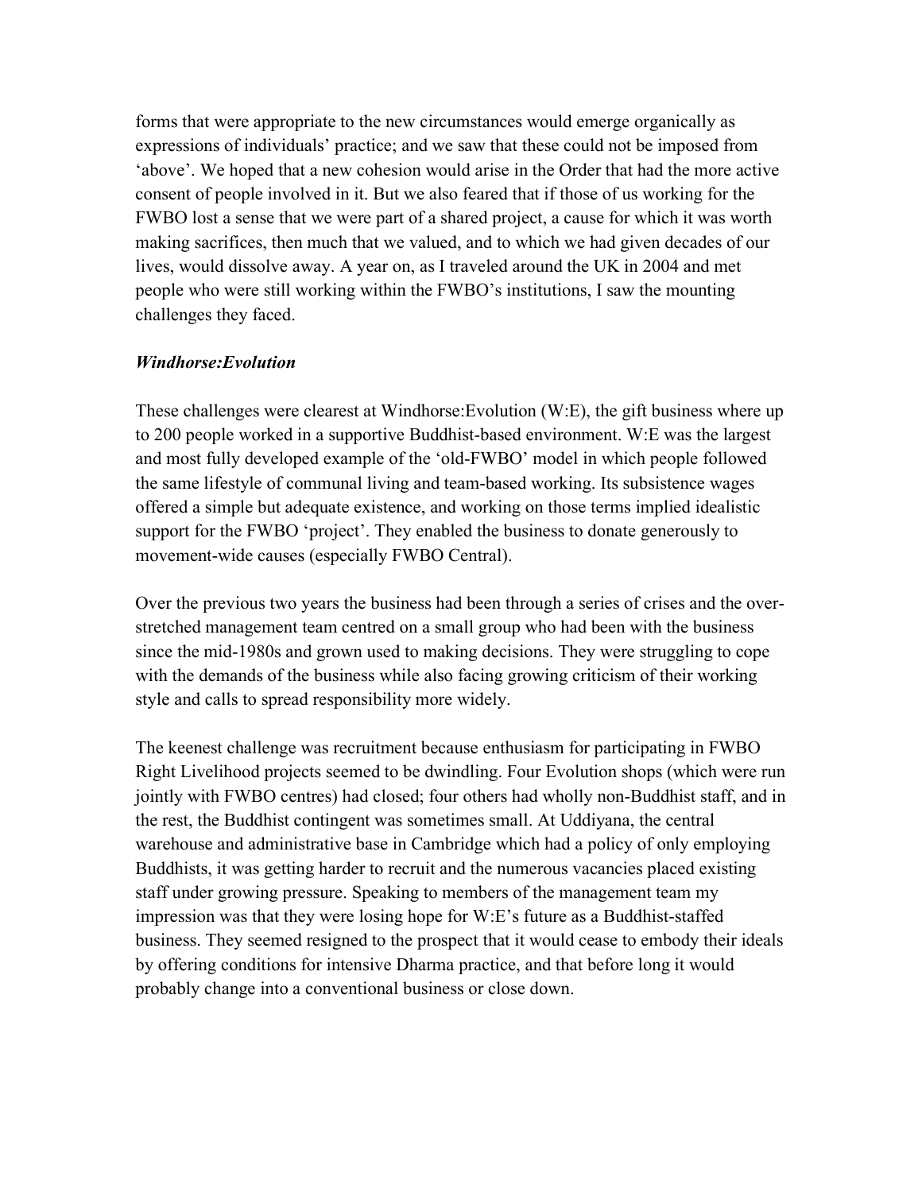forms that were appropriate to the new circumstances would emerge organically as expressions of individuals' practice; and we saw that these could not be imposed from 'above'. We hoped that a new cohesion would arise in the Order that had the more active consent of people involved in it. But we also feared that if those of us working for the FWBO lost a sense that we were part of a shared project, a cause for which it was worth making sacrifices, then much that we valued, and to which we had given decades of our lives, would dissolve away. A year on, as I traveled around the UK in 2004 and met people who were still working within the FWBO's institutions, I saw the mounting challenges they faced.

### *Windhorse:Evolution*

These challenges were clearest at Windhorse:Evolution (W:E), the gift business where up to 200 people worked in a supportive Buddhist-based environment. W:E was the largest and most fully developed example of the 'old-FWBO' model in which people followed the same lifestyle of communal living and team-based working. Its subsistence wages offered a simple but adequate existence, and working on those terms implied idealistic support for the FWBO 'project'. They enabled the business to donate generously to movement-wide causes (especially FWBO Central).

Over the previous two years the business had been through a series of crises and the over-stretched management team centred on a small group who had been with the business since the mid-1980s and grown used to making decisions. They were struggling to cope with the demands of the business while also facing growing criticism of their working style and calls to spread responsibility more widely.

The keenest challenge was recruitment because enthusiasm for participating in FWBO Right Livelihood projects seemed to be dwindling. Four Evolution shops (which were run jointly with FWBO centres) had closed; four others had wholly non-Buddhist staff, and in the rest, the Buddhist contingent was sometimes small. At Uddiyana, the central warehouse and administrative base in Cambridge which had a policy of only employing Buddhists, it was getting harder to recruit and the numerous vacancies placed existing staff under growing pressure. Speaking to members of the management team my impression was that they were losing hope for W:E's future as a Buddhist-staffed business. They seemed resigned to the prospect that it would cease to embody their ideals by offering conditions for intensive Dharma practice, and that before long it would probably change into a conventional business or close down.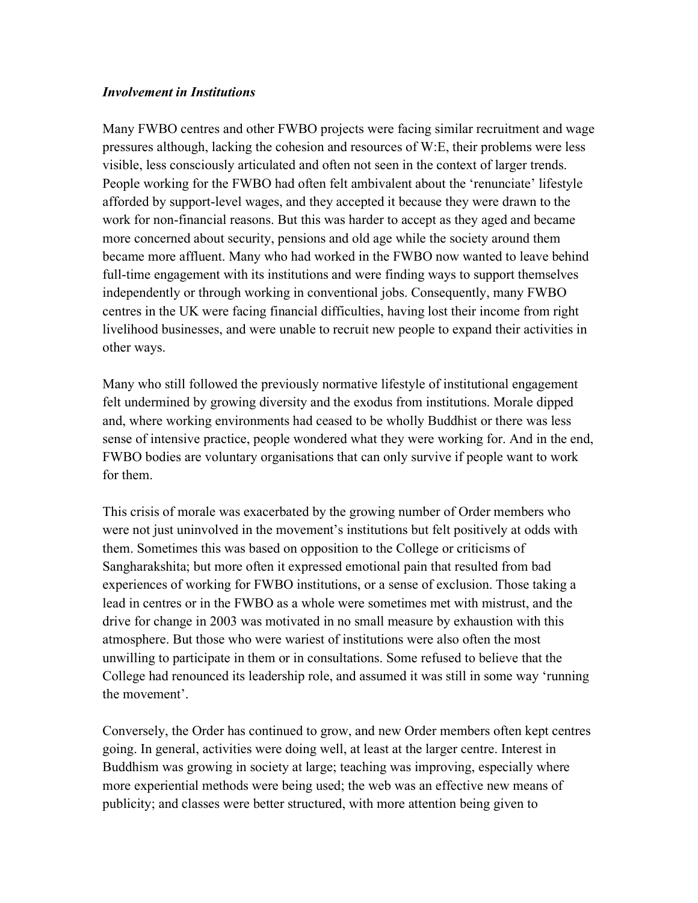### *Involvement in Institutions*

Many FWBO centres and other FWBO projects were facing similar recruitment and wage pressures although, lacking the cohesion and resources of W:E, their problems were less visible, less consciously articulated and often not seen in the context of larger trends. People working for the FWBO had often felt ambivalent about the 'renunciate' lifestyle afforded by support-level wages, and they accepted it because they were drawn to the work for non-financial reasons. But this was harder to accept as they aged and became more concerned about security, pensions and old age while the society around them became more affluent. Many who had worked in the FWBO now wanted to leave behind full-time engagement with its institutions and were finding ways to support themselves independently or through working in conventional jobs. Consequently, many FWBO centres in the UK were facing financial difficulties, having lost their income from right livelihood businesses, and were unable to recruit new people to expand their activities in other ways.

Many who still followed the previously normative lifestyle of institutional engagement felt undermined by growing diversity and the exodus from institutions. Morale dipped and, where working environments had ceased to be wholly Buddhist or there was less sense of intensive practice, people wondered what they were working for. And in the end, FWBO bodies are voluntary organisations that can only survive if people want to work for them.

This crisis of morale was exacerbated by the growing number of Order members who were not just uninvolved in the movement's institutions but felt positively at odds with them. Sometimes this was based on opposition to the College or criticisms of Sangharakshita; but more often it expressed emotional pain that resulted from bad experiences of working for FWBO institutions, or a sense of exclusion. Those taking a lead in centres or in the FWBO as a whole were sometimes met with mistrust, and the drive for change in 2003 was motivated in no small measure by exhaustion with this atmosphere. But those who were wariest of institutions were also often the most unwilling to participate in them or in consultations. Some refused to believe that the College had renounced its leadership role, and assumed it was still in some way 'running the movement'.

Conversely, the Order has continued to grow, and new Order members often kept centres going. In general, activities were doing well, at least at the larger centre. Interest in Buddhism was growing in society at large; teaching was improving, especially where more experiential methods were being used; the web was an effective new means of publicity; and classes were better structured, with more attention being given to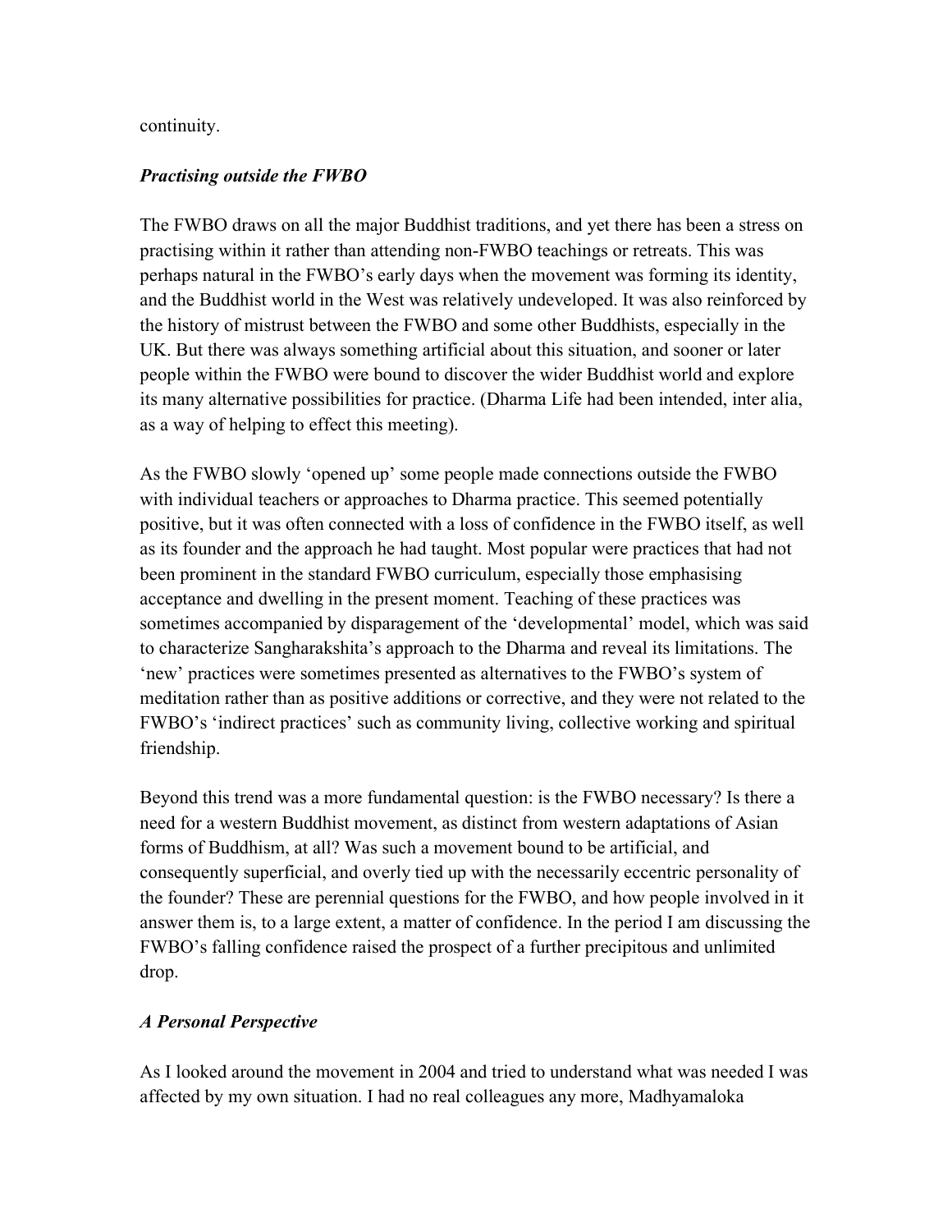continuity.

### *Practising outside the FWBO*

The FWBO draws on all the major Buddhist traditions, and yet there has been a stress on practising within it rather than attending non-FWBO teachings or retreats. This was perhaps natural in the FWBO's early days when the movement was forming its identity, and the Buddhist world in the West was relatively undeveloped. It was also reinforced by the history of mistrust between the FWBO and some other Buddhists, especially in the UK. But there was always something artificial about this situation, and sooner or later people within the FWBO were bound to discover the wider Buddhist world and explore its many alternative possibilities for practice. (Dharma Life had been intended, inter alia, as a way of helping to effect this meeting).

As the FWBO slowly 'opened up' some people made connections outside the FWBO with individual teachers or approaches to Dharma practice. This seemed potentially positive, but it was often connected with a loss of confidence in the FWBO itself, as well as its founder and the approach he had taught. Most popular were practices that had not been prominent in the standard FWBO curriculum, especially those emphasising acceptance and dwelling in the present moment. Teaching of these practices was sometimes accompanied by disparagement of the 'developmental' model, which was said to characterize Sangharakshita's approach to the Dharma and reveal its limitations. The 'new' practices were sometimes presented as alternatives to the FWBO's system of meditation rather than as positive additions or corrective, and they were not related to the FWBO's 'indirect practices' such as community living, collective working and spiritual friendship.

Beyond this trend was a more fundamental question: is the FWBO necessary? Is there a need for a western Buddhist movement, as distinct from western adaptations of Asian forms of Buddhism, at all? Was such a movement bound to be artificial, and consequently superficial, and overly tied up with the necessarily eccentric personality of the founder? These are perennial questions for the FWBO, and how people involved in it answer them is, to a large extent, a matter of confidence. In the period I am discussing the FWBO's falling confidence raised the prospect of a further precipitous and unlimited drop.

### *A Personal Perspective*

As I looked around the movement in 2004 and tried to understand what was needed I was affected by my own situation. I had no real colleagues any more, Madhyamaloka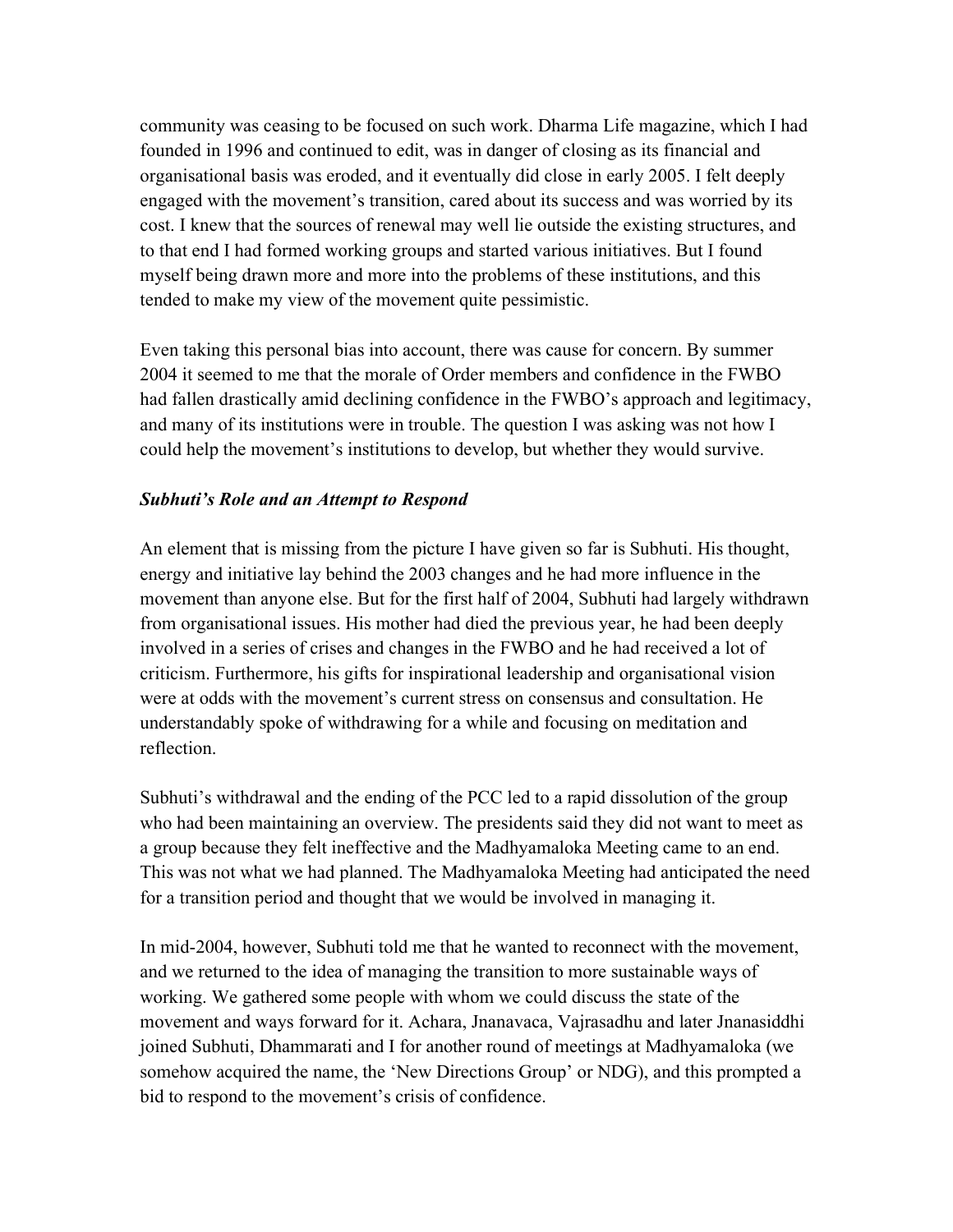community was ceasing to be focused on such work. Dharma Life magazine, which I had founded in 1996 and continued to edit, was in danger of closing as its financial and organisational basis was eroded, and it eventually did close in early 2005. I felt deeply engaged with the movement's transition, cared about its success and was worried by its cost. I knew that the sources of renewal may well lie outside the existing structures, and to that end I had formed working groups and started various initiatives. But I found myself being drawn more and more into the problems of these institutions, and this tended to make my view of the movement quite pessimistic.

Even taking this personal bias into account, there was cause for concern. By summer 2004 it seemed to me that the morale of Order members and confidence in the FWBO had fallen drastically amid declining confidence in the FWBO's approach and legitimacy, and many of its institutions were in trouble. The question I was asking was not how I could help the movement's institutions to develop, but whether they would survive.

### *Subhuti's Role and an Attempt to Respond*

An element that is missing from the picture I have given so far is Subhuti. His thought, energy and initiative lay behind the 2003 changes and he had more influence in the movement than anyone else. But for the first half of 2004, Subhuti had largely withdrawn from organisational issues. His mother had died the previous year, he had been deeply involved in a series of crises and changes in the FWBO and he had received a lot of criticism. Furthermore, his gifts for inspirational leadership and organisational vision were at odds with the movement's current stress on consensus and consultation. He understandably spoke of withdrawing for a while and focusing on meditation and reflection.

Subhuti's withdrawal and the ending of the PCC led to a rapid dissolution of the group who had been maintaining an overview. The presidents said they did not want to meet as a group because they felt ineffective and the Madhyamaloka Meeting came to an end. This was not what we had planned. The Madhyamaloka Meeting had anticipated the need for a transition period and thought that we would be involved in managing it.

In mid-2004, however, Subhuti told me that he wanted to reconnect with the movement, and we returned to the idea of managing the transition to more sustainable ways of working. We gathered some people with whom we could discuss the state of the movement and ways forward for it. Achara, Jnanavaca, Vajrasadhu and later Jnanasiddhi joined Subhuti, Dhammarati and I for another round of meetings at Madhyamaloka (we somehow acquired the name, the 'New Directions Group' or NDG), and this prompted a bid to respond to the movement's crisis of confidence.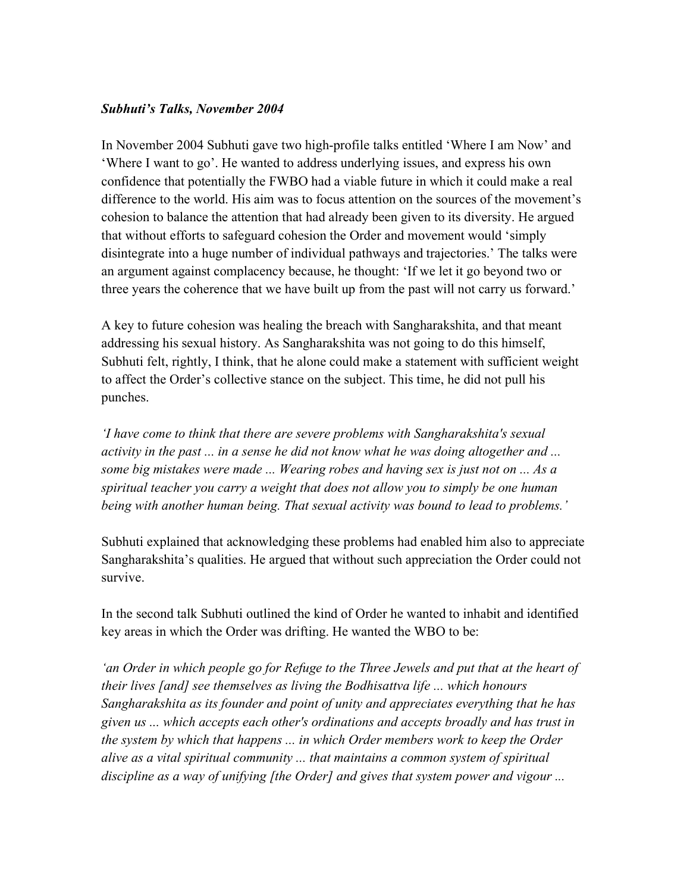### *Subhuti's Talks, November 2004*

In November 2004 Subhuti gave two high-profile talks entitled 'Where I am Now' and 'Where I want to go'. He wanted to address underlying issues, and express his own confidence that potentially the FWBO had a viable future in which it could make a real difference to the world. His aim was to focus attention on the sources of the movement's cohesion to balance the attention that had already been given to its diversity. He argued that without efforts to safeguard cohesion the Order and movement would 'simply disintegrate into a huge number of individual pathways and trajectories.' The talks were an argument against complacency because, he thought: 'If we let it go beyond two or three years the coherence that we have built up from the past will not carry us forward.'

A key to future cohesion was healing the breach with Sangharakshita, and that meant addressing his sexual history. As Sangharakshita was not going to do this himself, Subhuti felt, rightly, I think, that he alone could make a statement with sufficient weight to affect the Order's collective stance on the subject. This time, he did not pull his punches.

*'I have come to think that there are severe problems with Sangharakshita's sexual activity in the past ... in a sense he did not know what he was doing altogether and ... some big mistakes were made ... Wearing robes and having sex is just not on ... As a spiritual teacher you carry a weight that does not allow you to simply be one human being with another human being. That sexual activity was bound to lead to problems.'*

Subhuti explained that acknowledging these problems had enabled him also to appreciate Sangharakshita's qualities. He argued that without such appreciation the Order could not survive.

In the second talk Subhuti outlined the kind of Order he wanted to inhabit and identified key areas in which the Order was drifting. He wanted the WBO to be:

*'an Order in which people go for Refuge to the Three Jewels and put that at the heart of their lives [and] see themselves as living the Bodhisattva life ... which honours Sangharakshita as its founder and point of unity and appreciates everything that he has given us ... which accepts each other's ordinations and accepts broadly and has trust in the system by which that happens ... in which Order members work to keep the Order alive as a vital spiritual community ... that maintains a common system of spiritual discipline as a way of unifying [the Order] and gives that system power and vigour ...*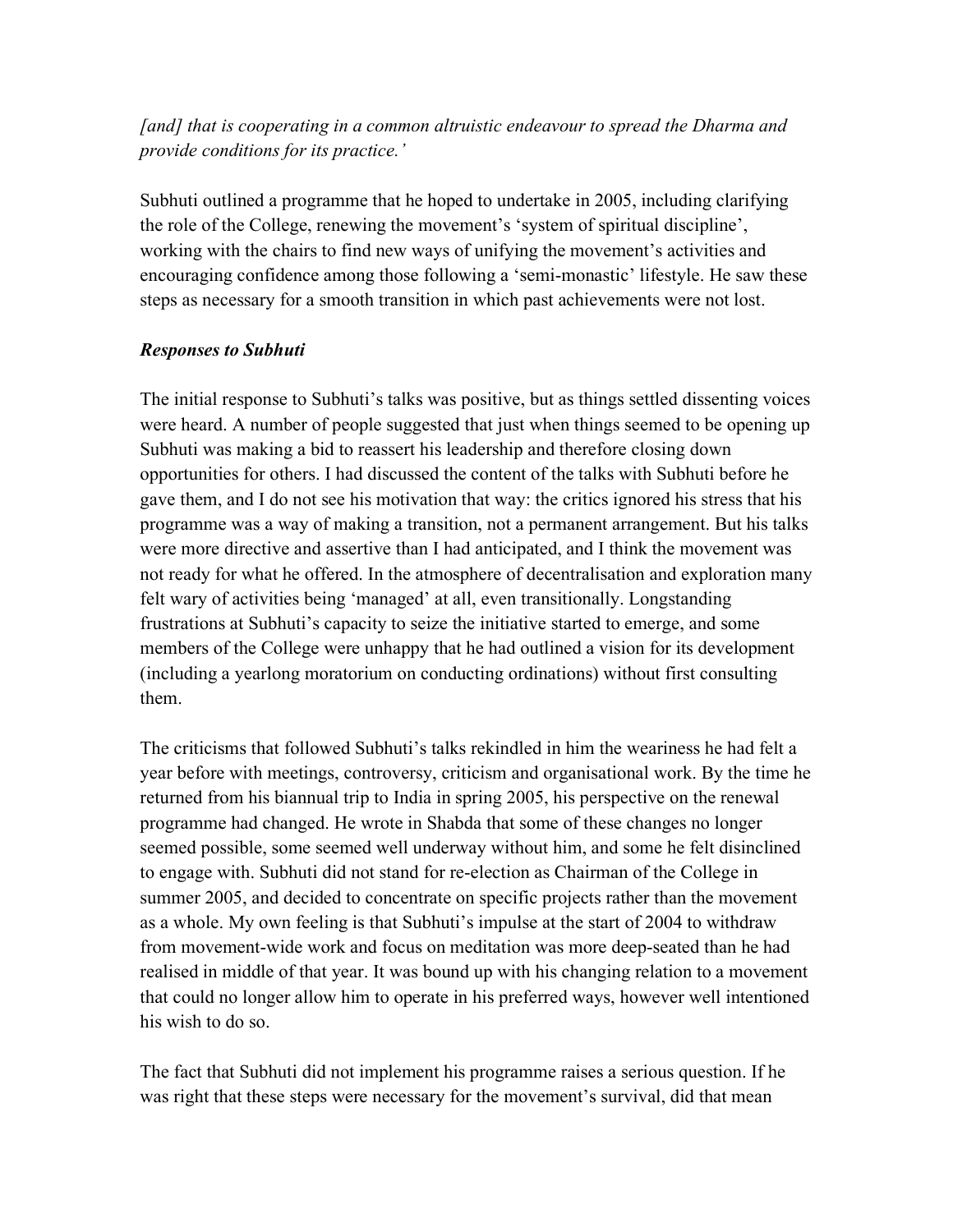*[and] that is cooperating in a common altruistic endeavour to spread the Dharma and provide conditions for its practice.'*

Subhuti outlined a programme that he hoped to undertake in 2005, including clarifying the role of the College, renewing the movement's 'system of spiritual discipline', working with the chairs to find new ways of unifying the movement's activities and encouraging confidence among those following a 'semi-monastic' lifestyle. He saw these steps as necessary for a smooth transition in which past achievements were not lost.

***Responses to Subhuti***

The initial response to Subhuti's talks was positive, but as things settled dissenting voices were heard. A number of people suggested that just when things seemed to be opening up Subhuti was making a bid to reassert his leadership and therefore closing down opportunities for others. I had discussed the content of the talks with Subhuti before he gave them, and I do not see his motivation that way: the critics ignored his stress that his programme was a way of making a transition, not a permanent arrangement. But his talks were more directive and assertive than I had anticipated, and I think the movement was not ready for what he offered. In the atmosphere of decentralisation and exploration many felt wary of activities being 'managed' at all, even transitionally. Longstanding frustrations at Subhuti's capacity to seize the initiative started to emerge, and some members of the College were unhappy that he had outlined a vision for its development (including a yearlong moratorium on conducting ordinations) without first consulting them.

The criticisms that followed Subhuti's talks rekindled in him the weariness he had felt a year before with meetings, controversy, criticism and organisational work. By the time he returned from his biannual trip to India in spring 2005, his perspective on the renewal programme had changed. He wrote in Shabda that some of these changes no longer seemed possible, some seemed well underway without him, and some he felt disinclined to engage with. Subhuti did not stand for re-election as Chairman of the College in summer 2005, and decided to concentrate on specific projects rather than the movement as a whole. My own feeling is that Subhuti's impulse at the start of 2004 to withdraw from movement-wide work and focus on meditation was more deep-seated than he had realised in middle of that year. It was bound up with his changing relation to a movement that could no longer allow him to operate in his preferred ways, however well intentioned his wish to do so.

The fact that Subhuti did not implement his programme raises a serious question. If he was right that these steps were necessary for the movement's survival, did that mean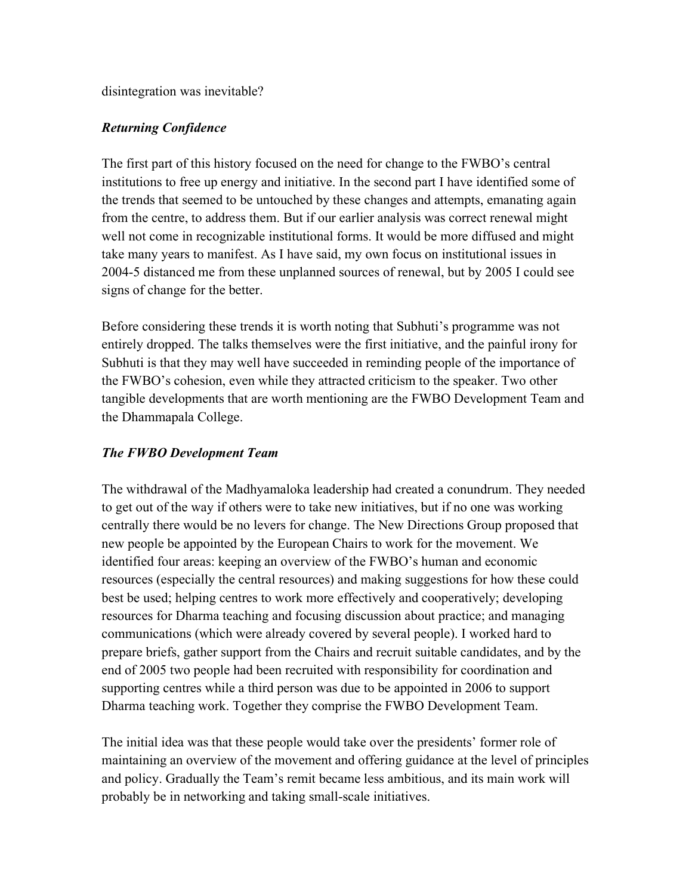disintegration was inevitable?

### *Returning Confidence*

The first part of this history focused on the need for change to the FWBO's central institutions to free up energy and initiative. In the second part I have identified some of the trends that seemed to be untouched by these changes and attempts, emanating again from the centre, to address them. But if our earlier analysis was correct renewal might well not come in recognizable institutional forms. It would be more diffused and might take many years to manifest. As I have said, my own focus on institutional issues in 2004-5 distanced me from these unplanned sources of renewal, but by 2005 I could see signs of change for the better.

Before considering these trends it is worth noting that Subhuti's programme was not entirely dropped. The talks themselves were the first initiative, and the painful irony for Subhuti is that they may well have succeeded in reminding people of the importance of the FWBO's cohesion, even while they attracted criticism to the speaker. Two other tangible developments that are worth mentioning are the FWBO Development Team and the Dhammapala College.

### *The FWBO Development Team*

The withdrawal of the Madhyamaloka leadership had created a conundrum. They needed to get out of the way if others were to take new initiatives, but if no one was working centrally there would be no levers for change. The New Directions Group proposed that new people be appointed by the European Chairs to work for the movement. We identified four areas: keeping an overview of the FWBO's human and economic resources (especially the central resources) and making suggestions for how these could best be used; helping centres to work more effectively and cooperatively; developing resources for Dharma teaching and focusing discussion about practice; and managing communications (which were already covered by several people). I worked hard to prepare briefs, gather support from the Chairs and recruit suitable candidates, and by the end of 2005 two people had been recruited with responsibility for coordination and supporting centres while a third person was due to be appointed in 2006 to support Dharma teaching work. Together they comprise the FWBO Development Team.

The initial idea was that these people would take over the presidents' former role of maintaining an overview of the movement and offering guidance at the level of principles and policy. Gradually the Team's remit became less ambitious, and its main work will probably be in networking and taking small-scale initiatives.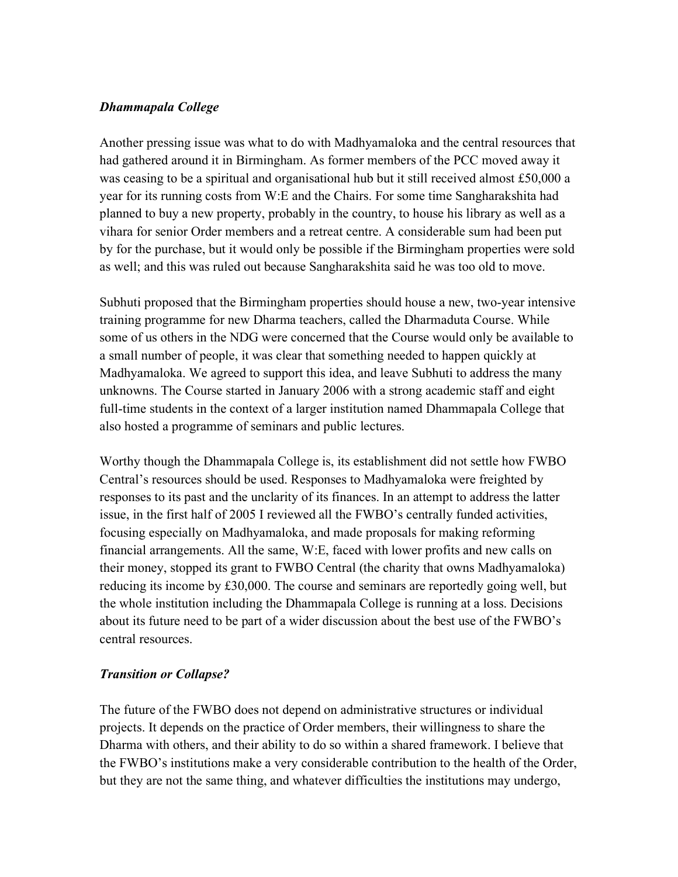### *Dhammapala College*

Another pressing issue was what to do with Madhyamaloka and the central resources that had gathered around it in Birmingham. As former members of the PCC moved away it was ceasing to be a spiritual and organisational hub but it still received almost £50,000 a year for its running costs from W:E and the Chairs. For some time Sangharakshita had planned to buy a new property, probably in the country, to house his library as well as a vihara for senior Order members and a retreat centre. A considerable sum had been put by for the purchase, but it would only be possible if the Birmingham properties were sold as well; and this was ruled out because Sangharakshita said he was too old to move.

Subhuti proposed that the Birmingham properties should house a new, two-year intensive training programme for new Dharma teachers, called the Dharmaduta Course. While some of us others in the NDG were concerned that the Course would only be available to a small number of people, it was clear that something needed to happen quickly at Madhyamaloka. We agreed to support this idea, and leave Subhuti to address the many unknowns. The Course started in January 2006 with a strong academic staff and eight full-time students in the context of a larger institution named Dhammapala College that also hosted a programme of seminars and public lectures.

Worthy though the Dhammapala College is, its establishment did not settle how FWBO Central's resources should be used. Responses to Madhyamaloka were freighted by responses to its past and the unclarity of its finances. In an attempt to address the latter issue, in the first half of 2005 I reviewed all the FWBO's centrally funded activities, focusing especially on Madhyamaloka, and made proposals for making reforming financial arrangements. All the same, W:E, faced with lower profits and new calls on their money, stopped its grant to FWBO Central (the charity that owns Madhyamaloka) reducing its income by £30,000. The course and seminars are reportedly going well, but the whole institution including the Dhammapala College is running at a loss. Decisions about its future need to be part of a wider discussion about the best use of the FWBO's central resources.

### *Transition or Collapse?*

The future of the FWBO does not depend on administrative structures or individual projects. It depends on the practice of Order members, their willingness to share the Dharma with others, and their ability to do so within a shared framework. I believe that the FWBO's institutions make a very considerable contribution to the health of the Order, but they are not the same thing, and whatever difficulties the institutions may undergo,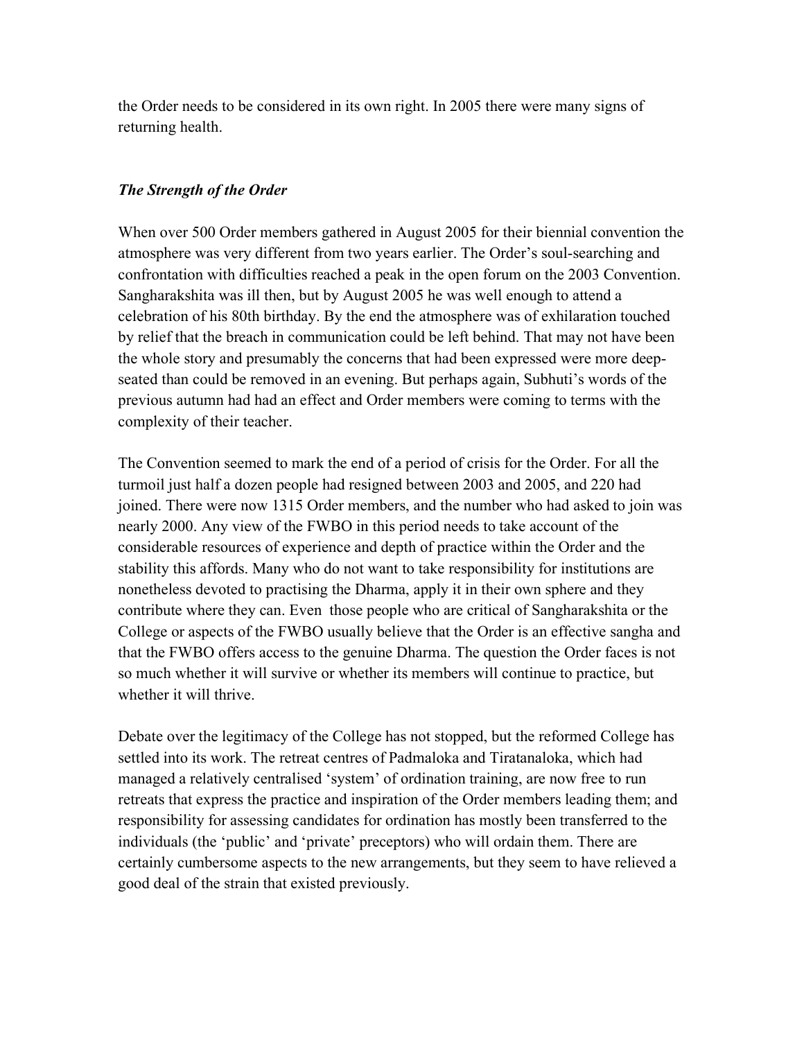the Order needs to be considered in its own right. In 2005 there were many signs of returning health.

### *The Strength of the Order*

When over 500 Order members gathered in August 2005 for their biennial convention the atmosphere was very different from two years earlier. The Order's soul-searching and confrontation with difficulties reached a peak in the open forum on the 2003 Convention. Sangharakshita was ill then, but by August 2005 he was well enough to attend a celebration of his 80th birthday. By the end the atmosphere was of exhilaration touched by relief that the breach in communication could be left behind. That may not have been the whole story and presumably the concerns that had been expressed were more deep-seated than could be removed in an evening. But perhaps again, Subhuti's words of the previous autumn had had an effect and Order members were coming to terms with the complexity of their teacher.

The Convention seemed to mark the end of a period of crisis for the Order. For all the turmoil just half a dozen people had resigned between 2003 and 2005, and 220 had joined. There were now 1315 Order members, and the number who had asked to join was nearly 2000. Any view of the FWBO in this period needs to take account of the considerable resources of experience and depth of practice within the Order and the stability this affords. Many who do not want to take responsibility for institutions are nonetheless devoted to practising the Dharma, apply it in their own sphere and they contribute where they can. Even those people who are critical of Sangharakshita or the College or aspects of the FWBO usually believe that the Order is an effective sangha and that the FWBO offers access to the genuine Dharma. The question the Order faces is not so much whether it will survive or whether its members will continue to practice, but whether it will thrive.

Debate over the legitimacy of the College has not stopped, but the reformed College has settled into its work. The retreat centres of Padmaloka and Tiratanaloka, which had managed a relatively centralised 'system' of ordination training, are now free to run retreats that express the practice and inspiration of the Order members leading them; and responsibility for assessing candidates for ordination has mostly been transferred to the individuals (the 'public' and 'private' preceptors) who will ordain them. There are certainly cumbersome aspects to the new arrangements, but they seem to have relieved a good deal of the strain that existed previously.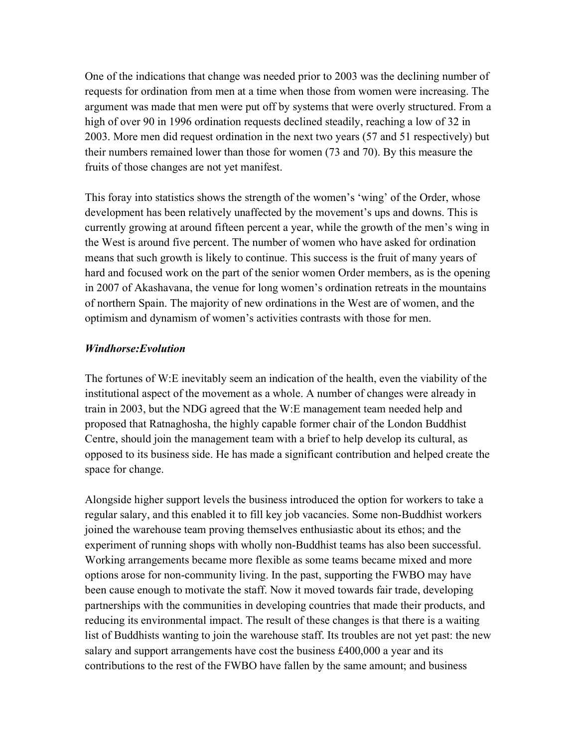One of the indications that change was needed prior to 2003 was the declining number of requests for ordination from men at a time when those from women were increasing. The argument was made that men were put off by systems that were overly structured. From a high of over 90 in 1996 ordination requests declined steadily, reaching a low of 32 in 2003. More men did request ordination in the next two years (57 and 51 respectively) but their numbers remained lower than those for women (73 and 70). By this measure the fruits of those changes are not yet manifest.

This foray into statistics shows the strength of the women's 'wing' of the Order, whose development has been relatively unaffected by the movement's ups and downs. This is currently growing at around fifteen percent a year, while the growth of the men's wing in the West is around five percent. The number of women who have asked for ordination means that such growth is likely to continue. This success is the fruit of many years of hard and focused work on the part of the senior women Order members, as is the opening in 2007 of Akashavana, the venue for long women's ordination retreats in the mountains of northern Spain. The majority of new ordinations in the West are of women, and the optimism and dynamism of women's activities contrasts with those for men.

### *Windhorse:Evolution*

The fortunes of W:E inevitably seem an indication of the health, even the viability of the institutional aspect of the movement as a whole. A number of changes were already in train in 2003, but the NDG agreed that the W:E management team needed help and proposed that Ratnaghosha, the highly capable former chair of the London Buddhist Centre, should join the management team with a brief to help develop its cultural, as opposed to its business side. He has made a significant contribution and helped create the space for change.

Alongside higher support levels the business introduced the option for workers to take a regular salary, and this enabled it to fill key job vacancies. Some non-Buddhist workers joined the warehouse team proving themselves enthusiastic about its ethos; and the experiment of running shops with wholly non-Buddhist teams has also been successful. Working arrangements became more flexible as some teams became mixed and more options arose for non-community living. In the past, supporting the FWBO may have been cause enough to motivate the staff. Now it moved towards fair trade, developing partnerships with the communities in developing countries that made their products, and reducing its environmental impact. The result of these changes is that there is a waiting list of Buddhists wanting to join the warehouse staff. Its troubles are not yet past: the new salary and support arrangements have cost the business £400,000 a year and its contributions to the rest of the FWBO have fallen by the same amount; and business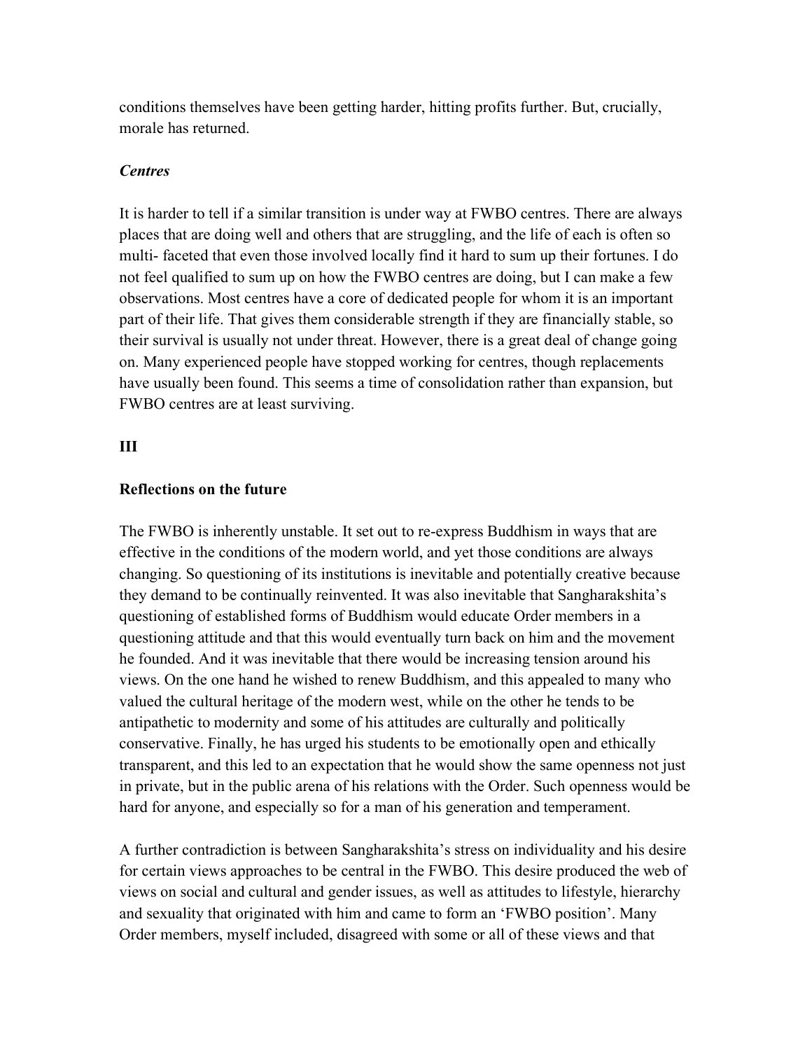conditions themselves have been getting harder, hitting profits further. But, crucially, morale has returned.

### *Centres*

It is harder to tell if a similar transition is under way at FWBO centres. There are always places that are doing well and others that are struggling, and the life of each is often so multi- faceted that even those involved locally find it hard to sum up their fortunes. I do not feel qualified to sum up on how the FWBO centres are doing, but I can make a few observations. Most centres have a core of dedicated people for whom it is an important part of their life. That gives them considerable strength if they are financially stable, so their survival is usually not under threat. However, there is a great deal of change going on. Many experienced people have stopped working for centres, though replacements have usually been found. This seems a time of consolidation rather than expansion, but FWBO centres are at least surviving.

## III

## Reflections on the future

The FWBO is inherently unstable. It set out to re-express Buddhism in ways that are effective in the conditions of the modern world, and yet those conditions are always changing. So questioning of its institutions is inevitable and potentially creative because they demand to be continually reinvented. It was also inevitable that Sangharakshita's questioning of established forms of Buddhism would educate Order members in a questioning attitude and that this would eventually turn back on him and the movement he founded. And it was inevitable that there would be increasing tension around his views. On the one hand he wished to renew Buddhism, and this appealed to many who valued the cultural heritage of the modern west, while on the other he tends to be antipathetic to modernity and some of his attitudes are culturally and politically conservative. Finally, he has urged his students to be emotionally open and ethically transparent, and this led to an expectation that he would show the same openness not just in private, but in the public arena of his relations with the Order. Such openness would be hard for anyone, and especially so for a man of his generation and temperament.

A further contradiction is between Sangharakshita's stress on individuality and his desire for certain views approaches to be central in the FWBO. This desire produced the web of views on social and cultural and gender issues, as well as attitudes to lifestyle, hierarchy and sexuality that originated with him and came to form an 'FWBO position'. Many Order members, myself included, disagreed with some or all of these views and that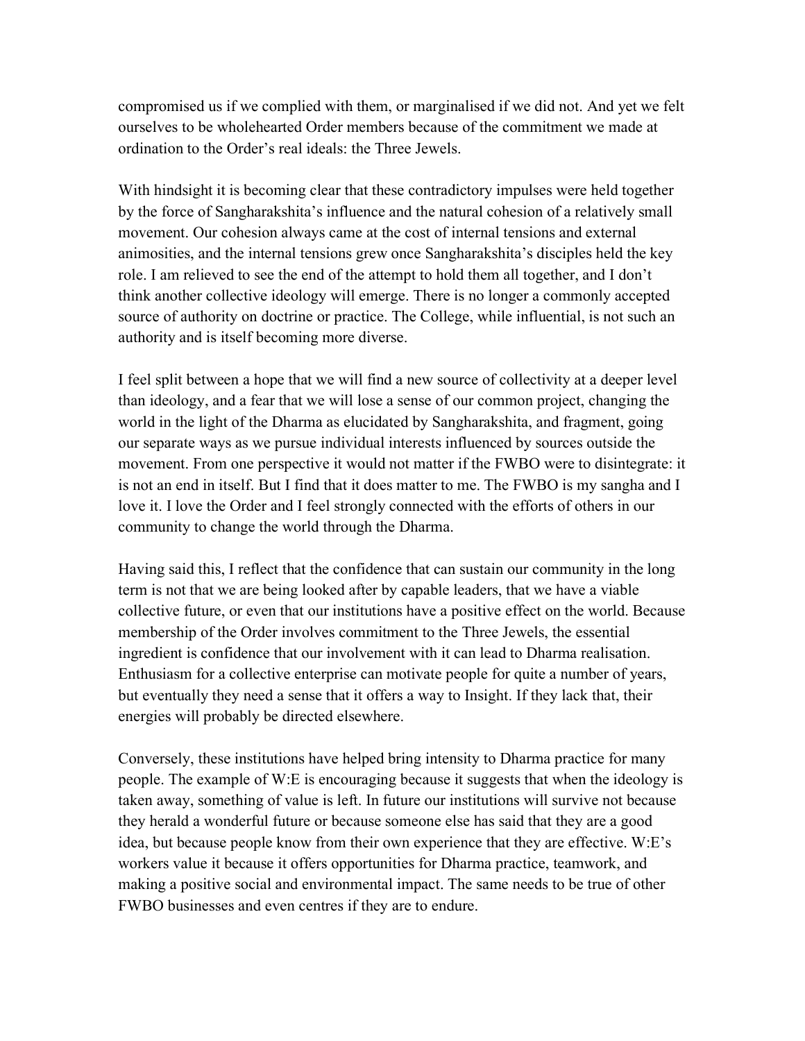compromised us if we complied with them, or marginalised if we did not. And yet we felt ourselves to be wholehearted Order members because of the commitment we made at ordination to the Order's real ideals: the Three Jewels.

With hindsight it is becoming clear that these contradictory impulses were held together by the force of Sangharakshita's influence and the natural cohesion of a relatively small movement. Our cohesion always came at the cost of internal tensions and external animosities, and the internal tensions grew once Sangharakshita's disciples held the key role. I am relieved to see the end of the attempt to hold them all together, and I don't think another collective ideology will emerge. There is no longer a commonly accepted source of authority on doctrine or practice. The College, while influential, is not such an authority and is itself becoming more diverse.

I feel split between a hope that we will find a new source of collectivity at a deeper level than ideology, and a fear that we will lose a sense of our common project, changing the world in the light of the Dharma as elucidated by Sangharakshita, and fragment, going our separate ways as we pursue individual interests influenced by sources outside the movement. From one perspective it would not matter if the FWBO were to disintegrate: it is not an end in itself. But I find that it does matter to me. The FWBO is my sangha and I love it. I love the Order and I feel strongly connected with the efforts of others in our community to change the world through the Dharma.

Having said this, I reflect that the confidence that can sustain our community in the long term is not that we are being looked after by capable leaders, that we have a viable collective future, or even that our institutions have a positive effect on the world. Because membership of the Order involves commitment to the Three Jewels, the essential ingredient is confidence that our involvement with it can lead to Dharma realisation. Enthusiasm for a collective enterprise can motivate people for quite a number of years, but eventually they need a sense that it offers a way to Insight. If they lack that, their energies will probably be directed elsewhere.

Conversely, these institutions have helped bring intensity to Dharma practice for many people. The example of W:E is encouraging because it suggests that when the ideology is taken away, something of value is left. In future our institutions will survive not because they herald a wonderful future or because someone else has said that they are a good idea, but because people know from their own experience that they are effective. W:E's workers value it because it offers opportunities for Dharma practice, teamwork, and making a positive social and environmental impact. The same needs to be true of other FWBO businesses and even centres if they are to endure.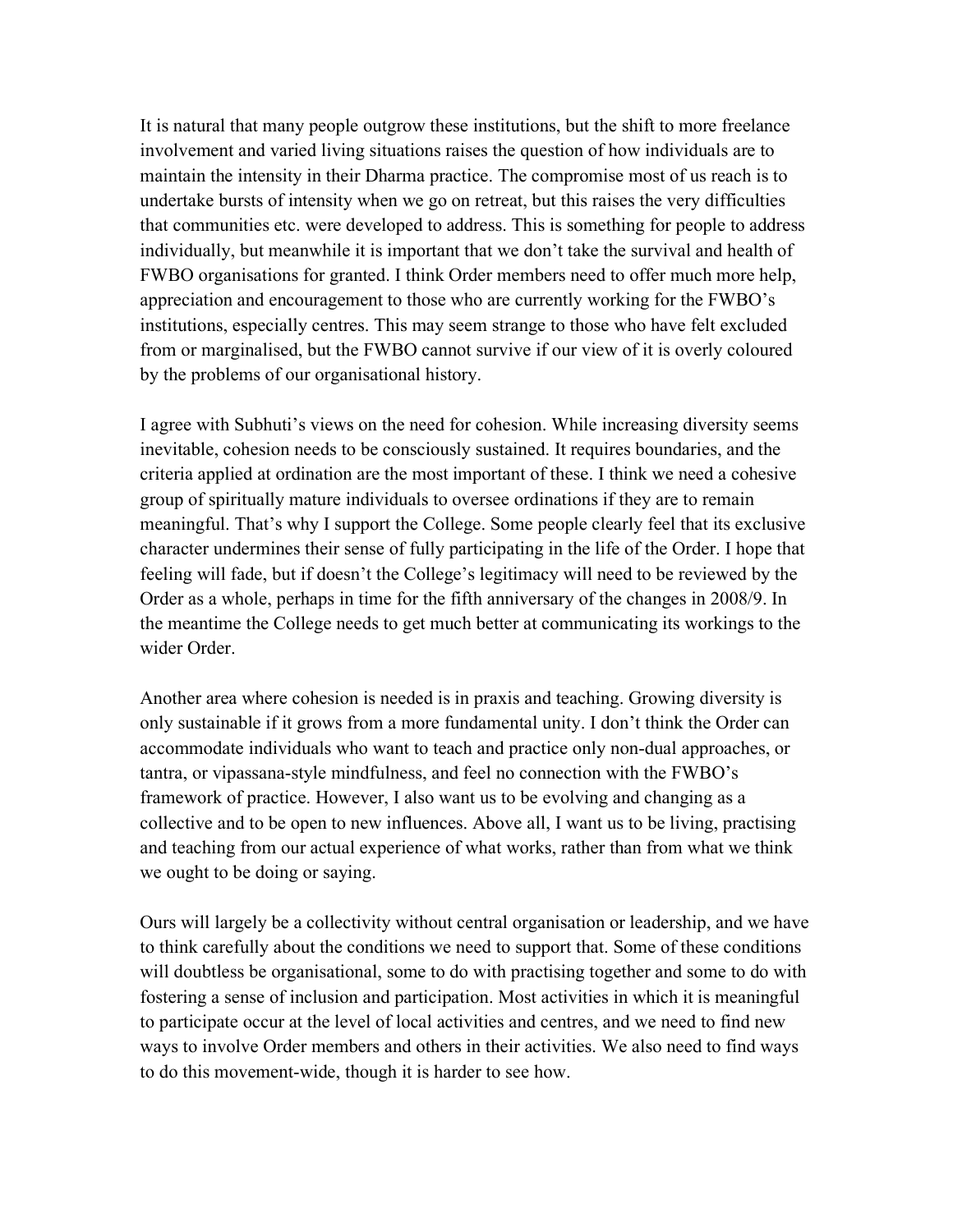It is natural that many people outgrow these institutions, but the shift to more freelance involvement and varied living situations raises the question of how individuals are to maintain the intensity in their Dharma practice. The compromise most of us reach is to undertake bursts of intensity when we go on retreat, but this raises the very difficulties that communities etc. were developed to address. This is something for people to address individually, but meanwhile it is important that we don't take the survival and health of FWBO organisations for granted. I think Order members need to offer much more help, appreciation and encouragement to those who are currently working for the FWBO's institutions, especially centres. This may seem strange to those who have felt excluded from or marginalised, but the FWBO cannot survive if our view of it is overly coloured by the problems of our organisational history.

I agree with Subhuti's views on the need for cohesion. While increasing diversity seems inevitable, cohesion needs to be consciously sustained. It requires boundaries, and the criteria applied at ordination are the most important of these. I think we need a cohesive group of spiritually mature individuals to oversee ordinations if they are to remain meaningful. That's why I support the College. Some people clearly feel that its exclusive character undermines their sense of fully participating in the life of the Order. I hope that feeling will fade, but if doesn't the College's legitimacy will need to be reviewed by the Order as a whole, perhaps in time for the fifth anniversary of the changes in 2008/9. In the meantime the College needs to get much better at communicating its workings to the wider Order.

Another area where cohesion is needed is in praxis and teaching. Growing diversity is only sustainable if it grows from a more fundamental unity. I don't think the Order can accommodate individuals who want to teach and practice only non-dual approaches, or tantra, or vipassana-style mindfulness, and feel no connection with the FWBO's framework of practice. However, I also want us to be evolving and changing as a collective and to be open to new influences. Above all, I want us to be living, practising and teaching from our actual experience of what works, rather than from what we think we ought to be doing or saying.

Ours will largely be a collectivity without central organisation or leadership, and we have to think carefully about the conditions we need to support that. Some of these conditions will doubtless be organisational, some to do with practising together and some to do with fostering a sense of inclusion and participation. Most activities in which it is meaningful to participate occur at the level of local activities and centres, and we need to find new ways to involve Order members and others in their activities. We also need to find ways to do this movement-wide, though it is harder to see how.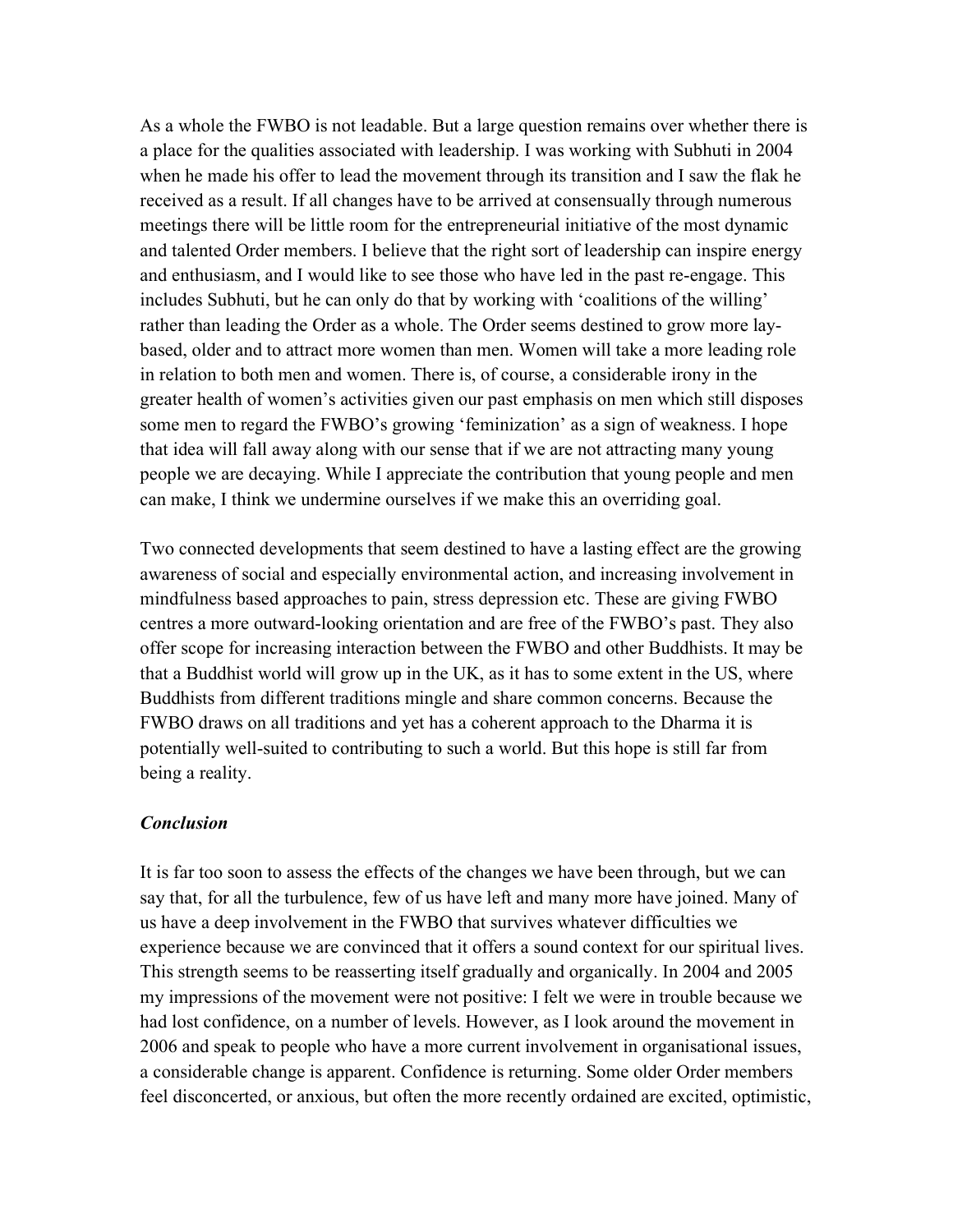As a whole the FWBO is not leadable. But a large question remains over whether there is a place for the qualities associated with leadership. I was working with Subhuti in 2004 when he made his offer to lead the movement through its transition and I saw the flak he received as a result. If all changes have to be arrived at consensually through numerous meetings there will be little room for the entrepreneurial initiative of the most dynamic and talented Order members. I believe that the right sort of leadership can inspire energy and enthusiasm, and I would like to see those who have led in the past re-engage. This includes Subhuti, but he can only do that by working with 'coalitions of the willing' rather than leading the Order as a whole. The Order seems destined to grow more lay-based, older and to attract more women than men. Women will take a more leading role in relation to both men and women. There is, of course, a considerable irony in the greater health of women's activities given our past emphasis on men which still disposes some men to regard the FWBO's growing 'feminization' as a sign of weakness. I hope that idea will fall away along with our sense that if we are not attracting many young people we are decaying. While I appreciate the contribution that young people and men can make, I think we undermine ourselves if we make this an overriding goal.

Two connected developments that seem destined to have a lasting effect are the growing awareness of social and especially environmental action, and increasing involvement in mindfulness based approaches to pain, stress depression etc. These are giving FWBO centres a more outward-looking orientation and are free of the FWBO's past. They also offer scope for increasing interaction between the FWBO and other Buddhists. It may be that a Buddhist world will grow up in the UK, as it has to some extent in the US, where Buddhists from different traditions mingle and share common concerns. Because the FWBO draws on all traditions and yet has a coherent approach to the Dharma it is potentially well-suited to contributing to such a world. But this hope is still far from being a reality.

***Conclusion***

It is far too soon to assess the effects of the changes we have been through, but we can say that, for all the turbulence, few of us have left and many more have joined. Many of us have a deep involvement in the FWBO that survives whatever difficulties we experience because we are convinced that it offers a sound context for our spiritual lives. This strength seems to be reasserting itself gradually and organically. In 2004 and 2005 my impressions of the movement were not positive: I felt we were in trouble because we had lost confidence, on a number of levels. However, as I look around the movement in 2006 and speak to people who have a more current involvement in organisational issues, a considerable change is apparent. Confidence is returning. Some older Order members feel disconcerted, or anxious, but often the more recently ordained are excited, optimistic,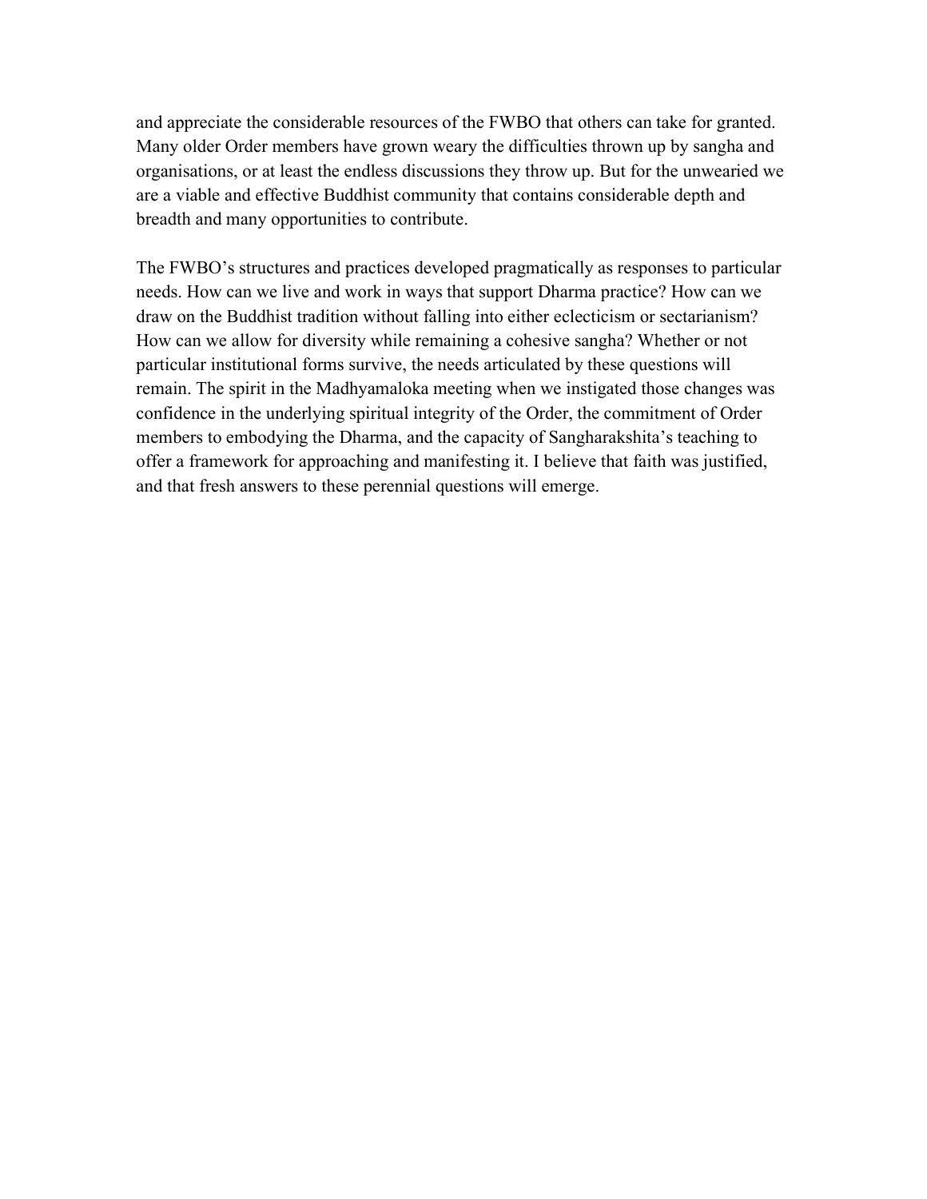and appreciate the considerable resources of the FWBO that others can take for granted. Many older Order members have grown weary the difficulties thrown up by sangha and organisations, or at least the endless discussions they throw up. But for the unwearied we are a viable and effective Buddhist community that contains considerable depth and breadth and many opportunities to contribute.

The FWBO's structures and practices developed pragmatically as responses to particular needs. How can we live and work in ways that support Dharma practice? How can we draw on the Buddhist tradition without falling into either eclecticism or sectarianism? How can we allow for diversity while remaining a cohesive sangha? Whether or not particular institutional forms survive, the needs articulated by these questions will remain. The spirit in the Madhyamaloka meeting when we instigated those changes was confidence in the underlying spiritual integrity of the Order, the commitment of Order members to embodying the Dharma, and the capacity of Sangharakshita's teaching to offer a framework for approaching and manifesting it. I believe that faith was justified, and that fresh answers to these perennial questions will emerge.